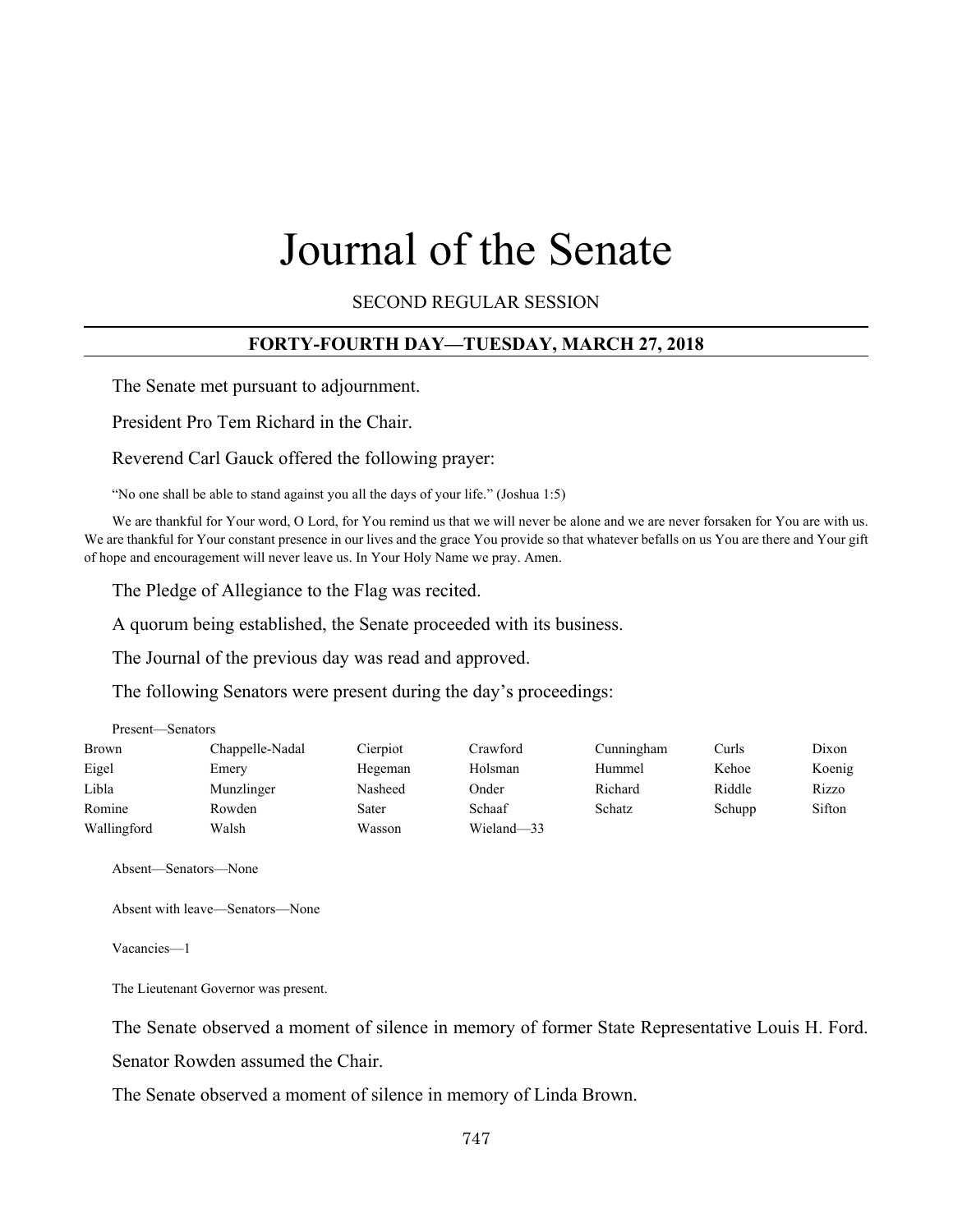# Journal of the Senate

SECOND REGULAR SESSION

## FORTY-FOURTH DAY—TUESDAY, MARCH 27, 2018

The Senate met pursuant to adjournment.

President Pro Tem Richard in the Chair.

Reverend Carl Gauck offered the following prayer:

"No one shall be able to stand against you all the days of your life." (Joshua 1:5)

We are thankful for Your word, O Lord, for You remind us that we will never be alone and we are never forsaken for You are with us. We are thankful for Your constant presence in our lives and the grace You provide so that whatever befalls on us You are there and Your gift of hope and encouragement will never leave us. In Your Holy Name we pray. Amen.

The Pledge of Allegiance to the Flag was recited.

A quorum being established, the Senate proceeded with its business.

The Journal of the previous day was read and approved.

The following Senators were present during the day's proceedings:

Present—Senators

| | | | | | | |
|---|---|---|---|---|---|---|
| Brown | Chappelle-Nadal | Cierpiot | Crawford | Cunningham | Curls | Dixon |
| Eigel | Emery | Hegeman | Holsman | Hummel | Kehoe | Koenig |
| Libla | Munzlinger | Nasheed | Onder | Richard | Riddle | Rizzo |
| Romine | Rowden | Sater | Schaaf | Schatz | Schupp | Sifton |
| Wallingford | Walsh | Wasson | Wieland—33 | | | |

Absent—Senators—None

Absent with leave—Senators—None

Vacancies—1

The Lieutenant Governor was present.

The Senate observed a moment of silence in memory of former State Representative Louis H. Ford.

Senator Rowden assumed the Chair.

The Senate observed a moment of silence in memory of Linda Brown.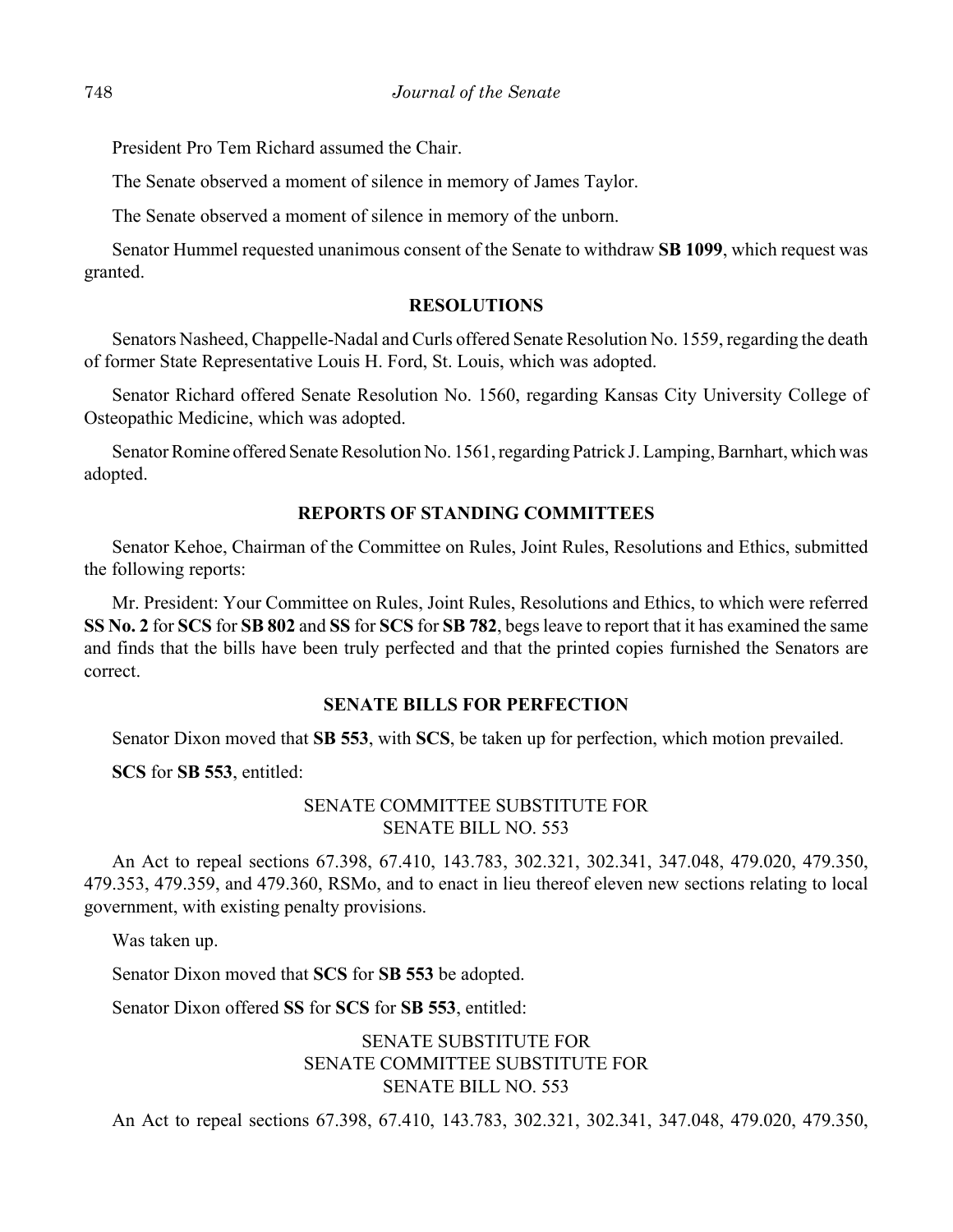President Pro Tem Richard assumed the Chair.

The Senate observed a moment of silence in memory of James Taylor.

The Senate observed a moment of silence in memory of the unborn.

Senator Hummel requested unanimous consent of the Senate to withdraw **SB 1099**, which request was granted.

## RESOLUTIONS

Senators Nasheed, Chappelle-Nadal and Curls offered Senate Resolution No. 1559, regarding the death of former State Representative Louis H. Ford, St. Louis, which was adopted.

Senator Richard offered Senate Resolution No. 1560, regarding Kansas City University College of Osteopathic Medicine, which was adopted.

Senator Romine offered Senate Resolution No. 1561, regarding Patrick J. Lamping, Barnhart, which was adopted.

## REPORTS OF STANDING COMMITTEES

Senator Kehoe, Chairman of the Committee on Rules, Joint Rules, Resolutions and Ethics, submitted the following reports:

Mr. President: Your Committee on Rules, Joint Rules, Resolutions and Ethics, to which were referred **SS No. 2** for **SCS** for **SB 802** and **SS** for **SCS** for **SB 782**, begs leave to report that it has examined the same and finds that the bills have been truly perfected and that the printed copies furnished the Senators are correct.

## SENATE BILLS FOR PERFECTION

Senator Dixon moved that **SB 553**, with **SCS**, be taken up for perfection, which motion prevailed.

**SCS** for **SB 553**, entitled:

SENATE COMMITTEE SUBSTITUTE FOR
SENATE BILL NO. 553

An Act to repeal sections 67.398, 67.410, 143.783, 302.321, 302.341, 347.048, 479.020, 479.350, 479.353, 479.359, and 479.360, RSMo, and to enact in lieu thereof eleven new sections relating to local government, with existing penalty provisions.

Was taken up.

Senator Dixon moved that **SCS** for **SB 553** be adopted.

Senator Dixon offered **SS** for **SCS** for **SB 553**, entitled:

SENATE SUBSTITUTE FOR
SENATE COMMITTEE SUBSTITUTE FOR
SENATE BILL NO. 553

An Act to repeal sections 67.398, 67.410, 143.783, 302.321, 302.341, 347.048, 479.020, 479.350,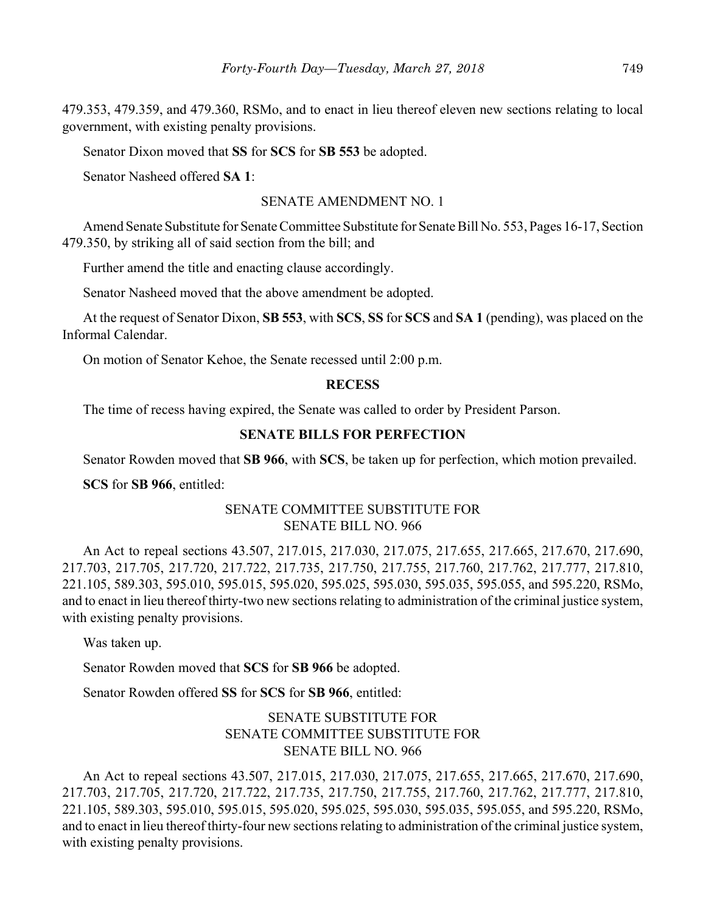479.353, 479.359, and 479.360, RSMo, and to enact in lieu thereof eleven new sections relating to local government, with existing penalty provisions.

Senator Dixon moved that **SS** for **SCS** for **SB 553** be adopted.

Senator Nasheed offered **SA 1**:

SENATE AMENDMENT NO. 1

Amend Senate Substitute for Senate Committee Substitute for Senate Bill No. 553, Pages 16-17, Section 479.350, by striking all of said section from the bill; and

Further amend the title and enacting clause accordingly.

Senator Nasheed moved that the above amendment be adopted.

At the request of Senator Dixon, **SB 553**, with **SCS**, **SS** for **SCS** and **SA 1** (pending), was placed on the Informal Calendar.

On motion of Senator Kehoe, the Senate recessed until 2:00 p.m.

**RECESS**

The time of recess having expired, the Senate was called to order by President Parson.

**SENATE BILLS FOR PERFECTION**

Senator Rowden moved that **SB 966**, with **SCS**, be taken up for perfection, which motion prevailed.

**SCS** for **SB 966**, entitled:

SENATE COMMITTEE SUBSTITUTE FOR
SENATE BILL NO. 966

An Act to repeal sections 43.507, 217.015, 217.030, 217.075, 217.655, 217.665, 217.670, 217.690, 217.703, 217.705, 217.720, 217.722, 217.735, 217.750, 217.755, 217.760, 217.762, 217.777, 217.810, 221.105, 589.303, 595.010, 595.015, 595.020, 595.025, 595.030, 595.035, 595.055, and 595.220, RSMo, and to enact in lieu thereof thirty-two new sections relating to administration of the criminal justice system, with existing penalty provisions.

Was taken up.

Senator Rowden moved that **SCS** for **SB 966** be adopted.

Senator Rowden offered **SS** for **SCS** for **SB 966**, entitled:

SENATE SUBSTITUTE FOR
SENATE COMMITTEE SUBSTITUTE FOR
SENATE BILL NO. 966

An Act to repeal sections 43.507, 217.015, 217.030, 217.075, 217.655, 217.665, 217.670, 217.690, 217.703, 217.705, 217.720, 217.722, 217.735, 217.750, 217.755, 217.760, 217.762, 217.777, 217.810, 221.105, 589.303, 595.010, 595.015, 595.020, 595.025, 595.030, 595.035, 595.055, and 595.220, RSMo, and to enact in lieu thereof thirty-four new sections relating to administration of the criminal justice system, with existing penalty provisions.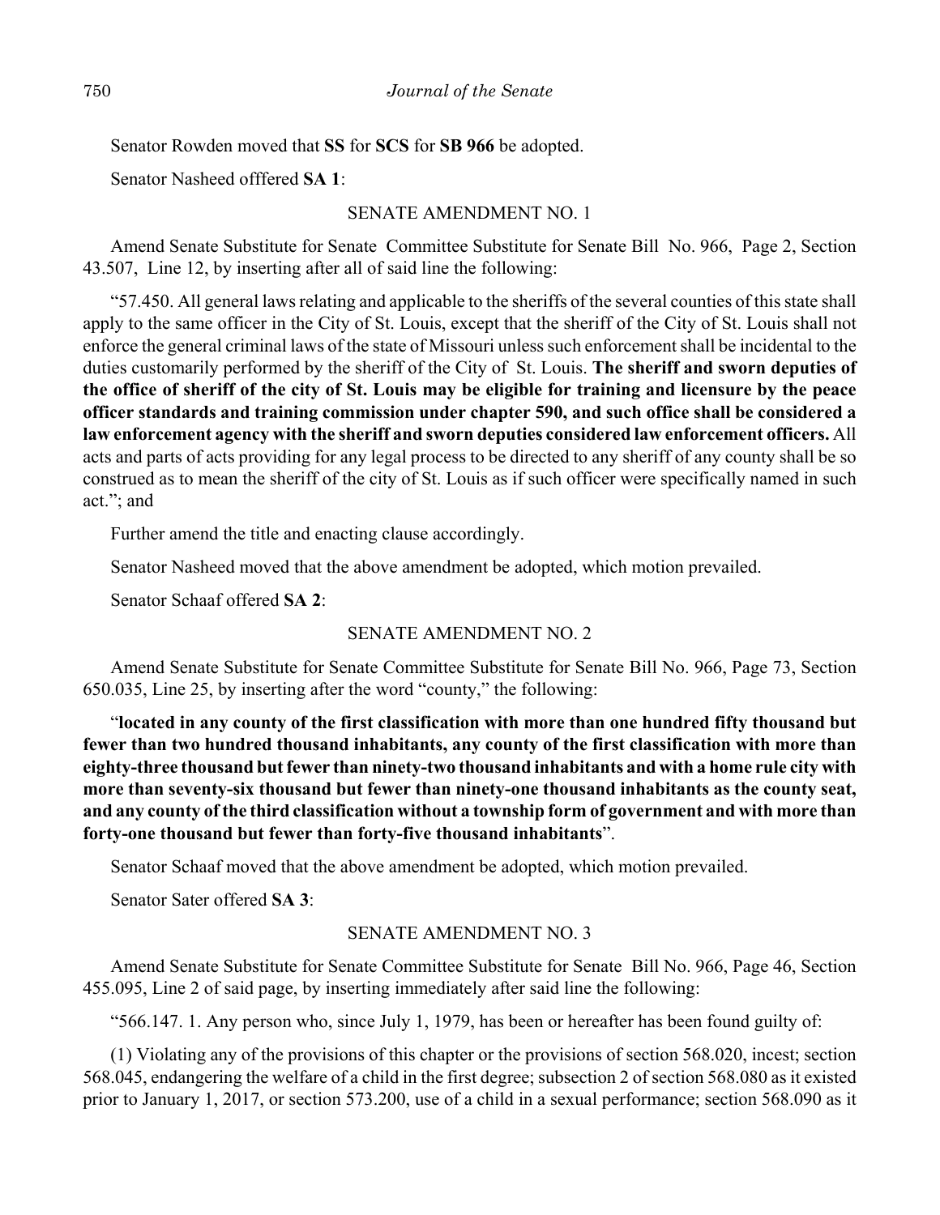Senator Rowden moved that **SS** for **SCS** for **SB 966** be adopted.

Senator Nasheed offfered **SA 1**:

SENATE AMENDMENT NO. 1

Amend Senate Substitute for Senate Committee Substitute for Senate Bill No. 966, Page 2, Section 43.507, Line 12, by inserting after all of said line the following:

"57.450. All general laws relating and applicable to the sheriffs of the several counties of this state shall apply to the same officer in the City of St. Louis, except that the sheriff of the City of St. Louis shall not enforce the general criminal laws of the state of Missouri unless such enforcement shall be incidental to the duties customarily performed by the sheriff of the City of St. Louis. **The sheriff and sworn deputies of the office of sheriff of the city of St. Louis may be eligible for training and licensure by the peace officer standards and training commission under chapter 590, and such office shall be considered a law enforcement agency with the sheriff and sworn deputies considered law enforcement officers.** All acts and parts of acts providing for any legal process to be directed to any sheriff of any county shall be so construed as to mean the sheriff of the city of St. Louis as if such officer were specifically named in such act."; and

Further amend the title and enacting clause accordingly.

Senator Nasheed moved that the above amendment be adopted, which motion prevailed.

Senator Schaaf offered **SA 2**:

SENATE AMENDMENT NO. 2

Amend Senate Substitute for Senate Committee Substitute for Senate Bill No. 966, Page 73, Section 650.035, Line 25, by inserting after the word "county," the following:

"**located in any county of the first classification with more than one hundred fifty thousand but fewer than two hundred thousand inhabitants, any county of the first classification with more than eighty-three thousand but fewer than ninety-two thousand inhabitants and with a home rule city with more than seventy-six thousand but fewer than ninety-one thousand inhabitants as the county seat, and any county of the third classification without a township form of government and with more than forty-one thousand but fewer than forty-five thousand inhabitants**".

Senator Schaaf moved that the above amendment be adopted, which motion prevailed.

Senator Sater offered **SA 3**:

SENATE AMENDMENT NO. 3

Amend Senate Substitute for Senate Committee Substitute for Senate Bill No. 966, Page 46, Section 455.095, Line 2 of said page, by inserting immediately after said line the following:

"566.147. 1. Any person who, since July 1, 1979, has been or hereafter has been found guilty of:

(1) Violating any of the provisions of this chapter or the provisions of section 568.020, incest; section 568.045, endangering the welfare of a child in the first degree; subsection 2 of section 568.080 as it existed prior to January 1, 2017, or section 573.200, use of a child in a sexual performance; section 568.090 as it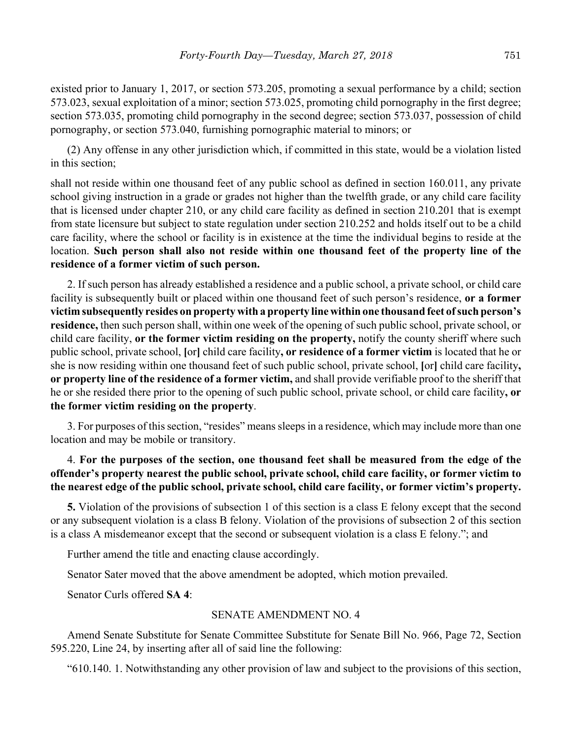existed prior to January 1, 2017, or section 573.205, promoting a sexual performance by a child; section 573.023, sexual exploitation of a minor; section 573.025, promoting child pornography in the first degree; section 573.035, promoting child pornography in the second degree; section 573.037, possession of child pornography, or section 573.040, furnishing pornographic material to minors; or

(2) Any offense in any other jurisdiction which, if committed in this state, would be a violation listed in this section;

shall not reside within one thousand feet of any public school as defined in section 160.011, any private school giving instruction in a grade or grades not higher than the twelfth grade, or any child care facility that is licensed under chapter 210, or any child care facility as defined in section 210.201 that is exempt from state licensure but subject to state regulation under section 210.252 and holds itself out to be a child care facility, where the school or facility is in existence at the time the individual begins to reside at the location. **Such person shall also not reside within one thousand feet of the property line of the residence of a former victim of such person.**

2. If such person has already established a residence and a public school, a private school, or child care facility is subsequently built or placed within one thousand feet of such person's residence, **or a former victim subsequently resides on property with a property line within one thousand feet of such person's residence,** then such person shall, within one week of the opening of such public school, private school, or child care facility, **or the former victim residing on the property,** notify the county sheriff where such public school, private school, **[**or**]** child care facility**, or residence of a former victim** is located that he or she is now residing within one thousand feet of such public school, private school, **[**or**]** child care facility**, or property line of the residence of a former victim,** and shall provide verifiable proof to the sheriff that he or she resided there prior to the opening of such public school, private school, or child care facility**, or the former victim residing on the property**.

3. For purposes of this section, "resides" means sleeps in a residence, which may include more than one location and may be mobile or transitory.

4. **For the purposes of the section, one thousand feet shall be measured from the edge of the offender's property nearest the public school, private school, child care facility, or former victim to the nearest edge of the public school, private school, child care facility, or former victim's property.**

**5.** Violation of the provisions of subsection 1 of this section is a class E felony except that the second or any subsequent violation is a class B felony. Violation of the provisions of subsection 2 of this section is a class A misdemeanor except that the second or subsequent violation is a class E felony."; and

Further amend the title and enacting clause accordingly.

Senator Sater moved that the above amendment be adopted, which motion prevailed.

Senator Curls offered **SA 4**:

SENATE AMENDMENT NO. 4

Amend Senate Substitute for Senate Committee Substitute for Senate Bill No. 966, Page 72, Section 595.220, Line 24, by inserting after all of said line the following:

"610.140. 1. Notwithstanding any other provision of law and subject to the provisions of this section,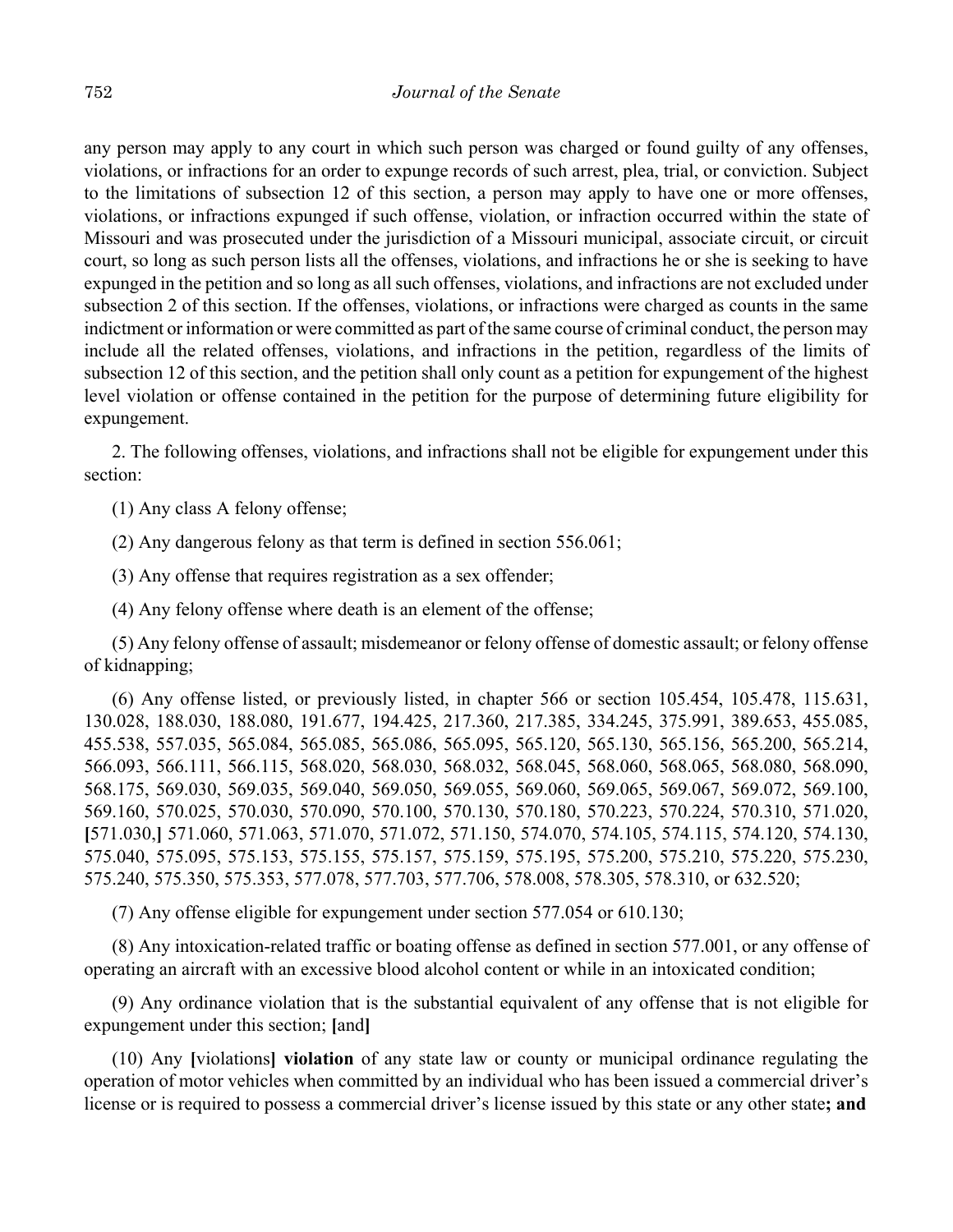any person may apply to any court in which such person was charged or found guilty of any offenses, violations, or infractions for an order to expunge records of such arrest, plea, trial, or conviction. Subject to the limitations of subsection 12 of this section, a person may apply to have one or more offenses, violations, or infractions expunged if such offense, violation, or infraction occurred within the state of Missouri and was prosecuted under the jurisdiction of a Missouri municipal, associate circuit, or circuit court, so long as such person lists all the offenses, violations, and infractions he or she is seeking to have expunged in the petition and so long as all such offenses, violations, and infractions are not excluded under subsection 2 of this section. If the offenses, violations, or infractions were charged as counts in the same indictment or information or were committed as part of the same course of criminal conduct, the person may include all the related offenses, violations, and infractions in the petition, regardless of the limits of subsection 12 of this section, and the petition shall only count as a petition for expungement of the highest level violation or offense contained in the petition for the purpose of determining future eligibility for expungement.

2. The following offenses, violations, and infractions shall not be eligible for expungement under this section:

(1) Any class A felony offense;

(2) Any dangerous felony as that term is defined in section 556.061;

(3) Any offense that requires registration as a sex offender;

(4) Any felony offense where death is an element of the offense;

(5) Any felony offense of assault; misdemeanor or felony offense of domestic assault; or felony offense of kidnapping;

(6) Any offense listed, or previously listed, in chapter 566 or section 105.454, 105.478, 115.631, 130.028, 188.030, 188.080, 191.677, 194.425, 217.360, 217.385, 334.245, 375.991, 389.653, 455.085, 455.538, 557.035, 565.084, 565.085, 565.086, 565.095, 565.120, 565.130, 565.156, 565.200, 565.214, 566.093, 566.111, 566.115, 568.020, 568.030, 568.032, 568.045, 568.060, 568.065, 568.080, 568.090, 568.175, 569.030, 569.035, 569.040, 569.050, 569.055, 569.060, 569.065, 569.067, 569.072, 569.100, 569.160, 570.025, 570.030, 570.090, 570.100, 570.130, 570.180, 570.223, 570.224, 570.310, 571.020, **[**571.030,**]** 571.060, 571.063, 571.070, 571.072, 571.150, 574.070, 574.105, 574.115, 574.120, 574.130, 575.040, 575.095, 575.153, 575.155, 575.157, 575.159, 575.195, 575.200, 575.210, 575.220, 575.230, 575.240, 575.350, 575.353, 577.078, 577.703, 577.706, 578.008, 578.305, 578.310, or 632.520;

(7) Any offense eligible for expungement under section 577.054 or 610.130;

(8) Any intoxication-related traffic or boating offense as defined in section 577.001, or any offense of operating an aircraft with an excessive blood alcohol content or while in an intoxicated condition;

(9) Any ordinance violation that is the substantial equivalent of any offense that is not eligible for expungement under this section; **[**and**]**

(10) Any **[**violations**]** **violation** of any state law or county or municipal ordinance regulating the operation of motor vehicles when committed by an individual who has been issued a commercial driver's license or is required to possess a commercial driver's license issued by this state or any other state**; and**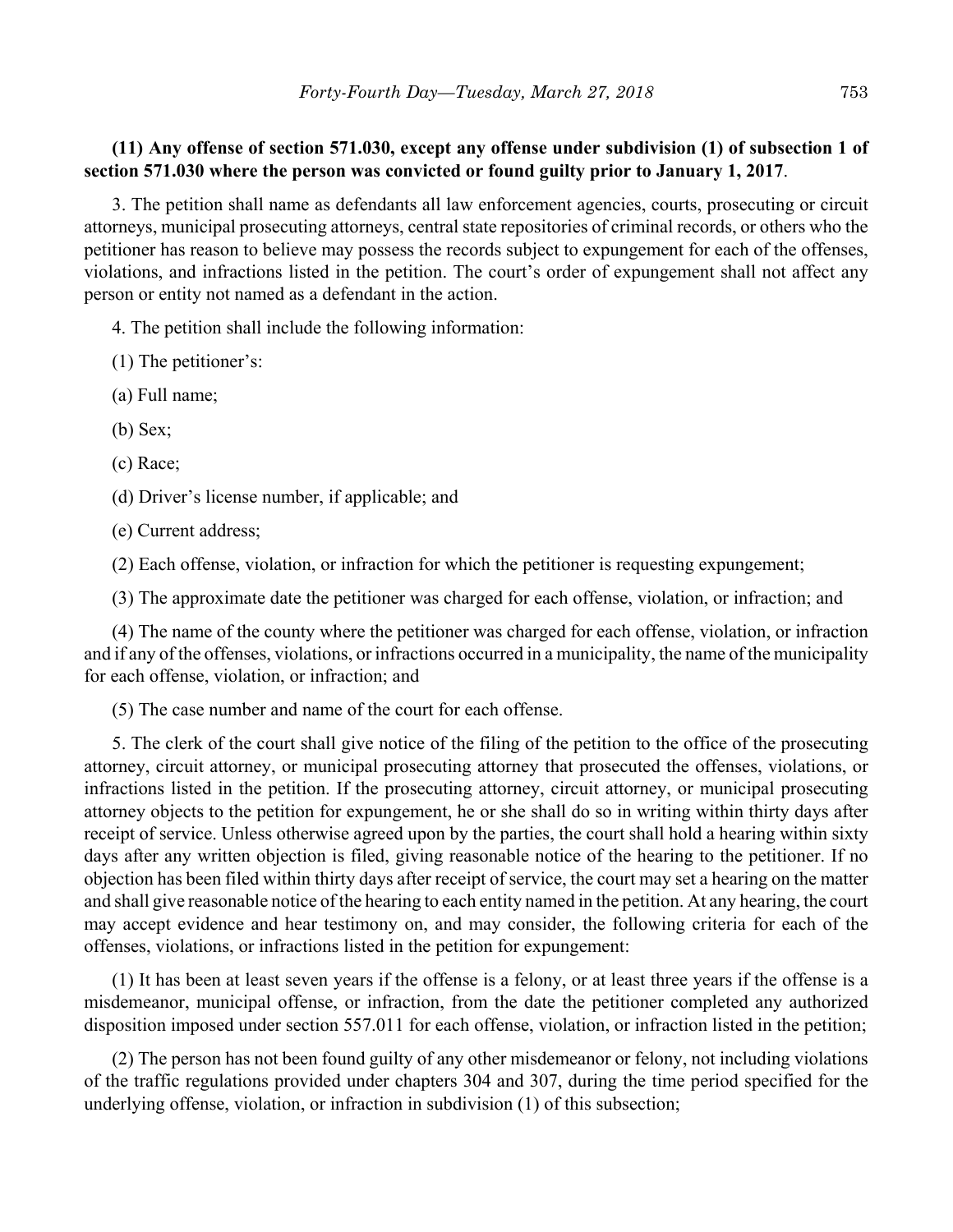**(11) Any offense of section 571.030, except any offense under subdivision (1) of subsection 1 of section 571.030 where the person was convicted or found guilty prior to January 1, 2017**.

3. The petition shall name as defendants all law enforcement agencies, courts, prosecuting or circuit attorneys, municipal prosecuting attorneys, central state repositories of criminal records, or others who the petitioner has reason to believe may possess the records subject to expungement for each of the offenses, violations, and infractions listed in the petition. The court's order of expungement shall not affect any person or entity not named as a defendant in the action.

4. The petition shall include the following information:

(1) The petitioner's:

(a) Full name;

(b) Sex;

(c) Race;

(d) Driver's license number, if applicable; and

(e) Current address;

(2) Each offense, violation, or infraction for which the petitioner is requesting expungement;

(3) The approximate date the petitioner was charged for each offense, violation, or infraction; and

(4) The name of the county where the petitioner was charged for each offense, violation, or infraction and if any of the offenses, violations, or infractions occurred in a municipality, the name of the municipality for each offense, violation, or infraction; and

(5) The case number and name of the court for each offense.

5. The clerk of the court shall give notice of the filing of the petition to the office of the prosecuting attorney, circuit attorney, or municipal prosecuting attorney that prosecuted the offenses, violations, or infractions listed in the petition. If the prosecuting attorney, circuit attorney, or municipal prosecuting attorney objects to the petition for expungement, he or she shall do so in writing within thirty days after receipt of service. Unless otherwise agreed upon by the parties, the court shall hold a hearing within sixty days after any written objection is filed, giving reasonable notice of the hearing to the petitioner. If no objection has been filed within thirty days after receipt of service, the court may set a hearing on the matter and shall give reasonable notice of the hearing to each entity named in the petition. At any hearing, the court may accept evidence and hear testimony on, and may consider, the following criteria for each of the offenses, violations, or infractions listed in the petition for expungement:

(1) It has been at least seven years if the offense is a felony, or at least three years if the offense is a misdemeanor, municipal offense, or infraction, from the date the petitioner completed any authorized disposition imposed under section 557.011 for each offense, violation, or infraction listed in the petition;

(2) The person has not been found guilty of any other misdemeanor or felony, not including violations of the traffic regulations provided under chapters 304 and 307, during the time period specified for the underlying offense, violation, or infraction in subdivision (1) of this subsection;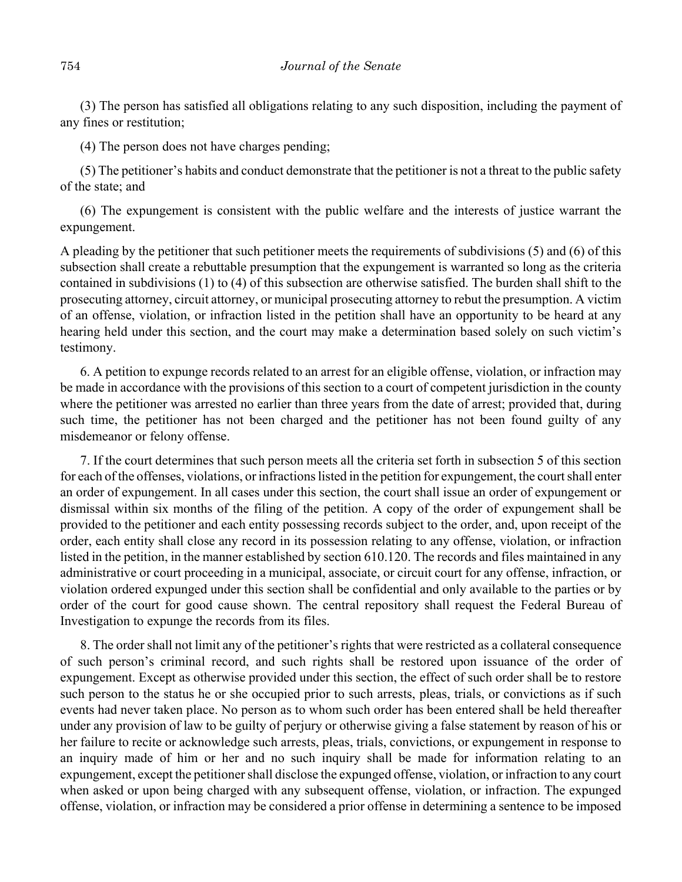(3) The person has satisfied all obligations relating to any such disposition, including the payment of any fines or restitution;

(4) The person does not have charges pending;

(5) The petitioner's habits and conduct demonstrate that the petitioner is not a threat to the public safety of the state; and

(6) The expungement is consistent with the public welfare and the interests of justice warrant the expungement.

A pleading by the petitioner that such petitioner meets the requirements of subdivisions (5) and (6) of this subsection shall create a rebuttable presumption that the expungement is warranted so long as the criteria contained in subdivisions (1) to (4) of this subsection are otherwise satisfied. The burden shall shift to the prosecuting attorney, circuit attorney, or municipal prosecuting attorney to rebut the presumption. A victim of an offense, violation, or infraction listed in the petition shall have an opportunity to be heard at any hearing held under this section, and the court may make a determination based solely on such victim's testimony.

6. A petition to expunge records related to an arrest for an eligible offense, violation, or infraction may be made in accordance with the provisions of this section to a court of competent jurisdiction in the county where the petitioner was arrested no earlier than three years from the date of arrest; provided that, during such time, the petitioner has not been charged and the petitioner has not been found guilty of any misdemeanor or felony offense.

7. If the court determines that such person meets all the criteria set forth in subsection 5 of this section for each of the offenses, violations, or infractions listed in the petition for expungement, the court shall enter an order of expungement. In all cases under this section, the court shall issue an order of expungement or dismissal within six months of the filing of the petition. A copy of the order of expungement shall be provided to the petitioner and each entity possessing records subject to the order, and, upon receipt of the order, each entity shall close any record in its possession relating to any offense, violation, or infraction listed in the petition, in the manner established by section 610.120. The records and files maintained in any administrative or court proceeding in a municipal, associate, or circuit court for any offense, infraction, or violation ordered expunged under this section shall be confidential and only available to the parties or by order of the court for good cause shown. The central repository shall request the Federal Bureau of Investigation to expunge the records from its files.

8. The order shall not limit any of the petitioner's rights that were restricted as a collateral consequence of such person's criminal record, and such rights shall be restored upon issuance of the order of expungement. Except as otherwise provided under this section, the effect of such order shall be to restore such person to the status he or she occupied prior to such arrests, pleas, trials, or convictions as if such events had never taken place. No person as to whom such order has been entered shall be held thereafter under any provision of law to be guilty of perjury or otherwise giving a false statement by reason of his or her failure to recite or acknowledge such arrests, pleas, trials, convictions, or expungement in response to an inquiry made of him or her and no such inquiry shall be made for information relating to an expungement, except the petitioner shall disclose the expunged offense, violation, or infraction to any court when asked or upon being charged with any subsequent offense, violation, or infraction. The expunged offense, violation, or infraction may be considered a prior offense in determining a sentence to be imposed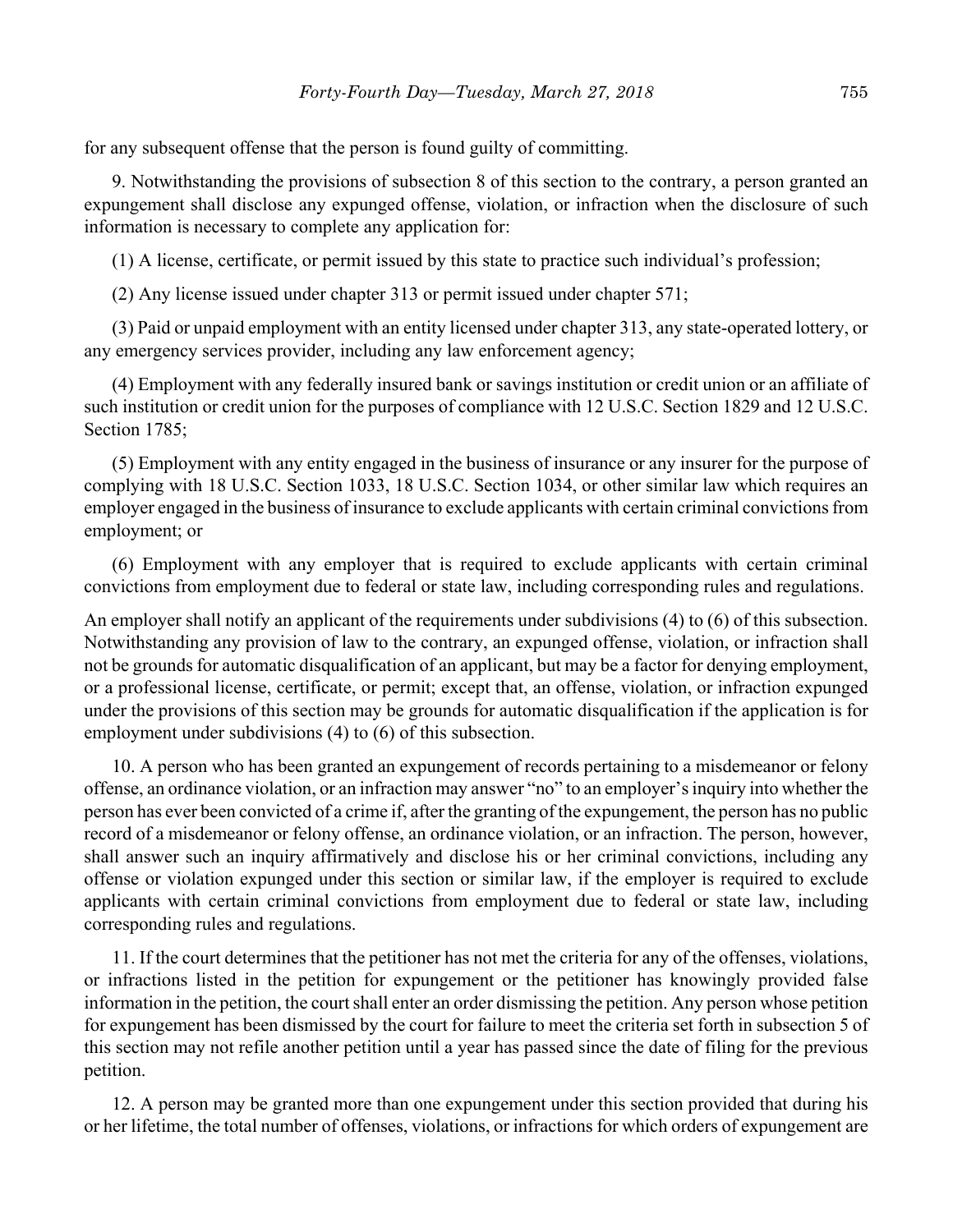for any subsequent offense that the person is found guilty of committing.

9. Notwithstanding the provisions of subsection 8 of this section to the contrary, a person granted an expungement shall disclose any expunged offense, violation, or infraction when the disclosure of such information is necessary to complete any application for:

(1) A license, certificate, or permit issued by this state to practice such individual's profession;

(2) Any license issued under chapter 313 or permit issued under chapter 571;

(3) Paid or unpaid employment with an entity licensed under chapter 313, any state-operated lottery, or any emergency services provider, including any law enforcement agency;

(4) Employment with any federally insured bank or savings institution or credit union or an affiliate of such institution or credit union for the purposes of compliance with 12 U.S.C. Section 1829 and 12 U.S.C. Section 1785;

(5) Employment with any entity engaged in the business of insurance or any insurer for the purpose of complying with 18 U.S.C. Section 1033, 18 U.S.C. Section 1034, or other similar law which requires an employer engaged in the business of insurance to exclude applicants with certain criminal convictions from employment; or

(6) Employment with any employer that is required to exclude applicants with certain criminal convictions from employment due to federal or state law, including corresponding rules and regulations.

An employer shall notify an applicant of the requirements under subdivisions (4) to (6) of this subsection. Notwithstanding any provision of law to the contrary, an expunged offense, violation, or infraction shall not be grounds for automatic disqualification of an applicant, but may be a factor for denying employment, or a professional license, certificate, or permit; except that, an offense, violation, or infraction expunged under the provisions of this section may be grounds for automatic disqualification if the application is for employment under subdivisions (4) to (6) of this subsection.

10. A person who has been granted an expungement of records pertaining to a misdemeanor or felony offense, an ordinance violation, or an infraction may answer "no" to an employer's inquiry into whether the person has ever been convicted of a crime if, after the granting of the expungement, the person has no public record of a misdemeanor or felony offense, an ordinance violation, or an infraction. The person, however, shall answer such an inquiry affirmatively and disclose his or her criminal convictions, including any offense or violation expunged under this section or similar law, if the employer is required to exclude applicants with certain criminal convictions from employment due to federal or state law, including corresponding rules and regulations.

11. If the court determines that the petitioner has not met the criteria for any of the offenses, violations, or infractions listed in the petition for expungement or the petitioner has knowingly provided false information in the petition, the court shall enter an order dismissing the petition. Any person whose petition for expungement has been dismissed by the court for failure to meet the criteria set forth in subsection 5 of this section may not refile another petition until a year has passed since the date of filing for the previous petition.

12. A person may be granted more than one expungement under this section provided that during his or her lifetime, the total number of offenses, violations, or infractions for which orders of expungement are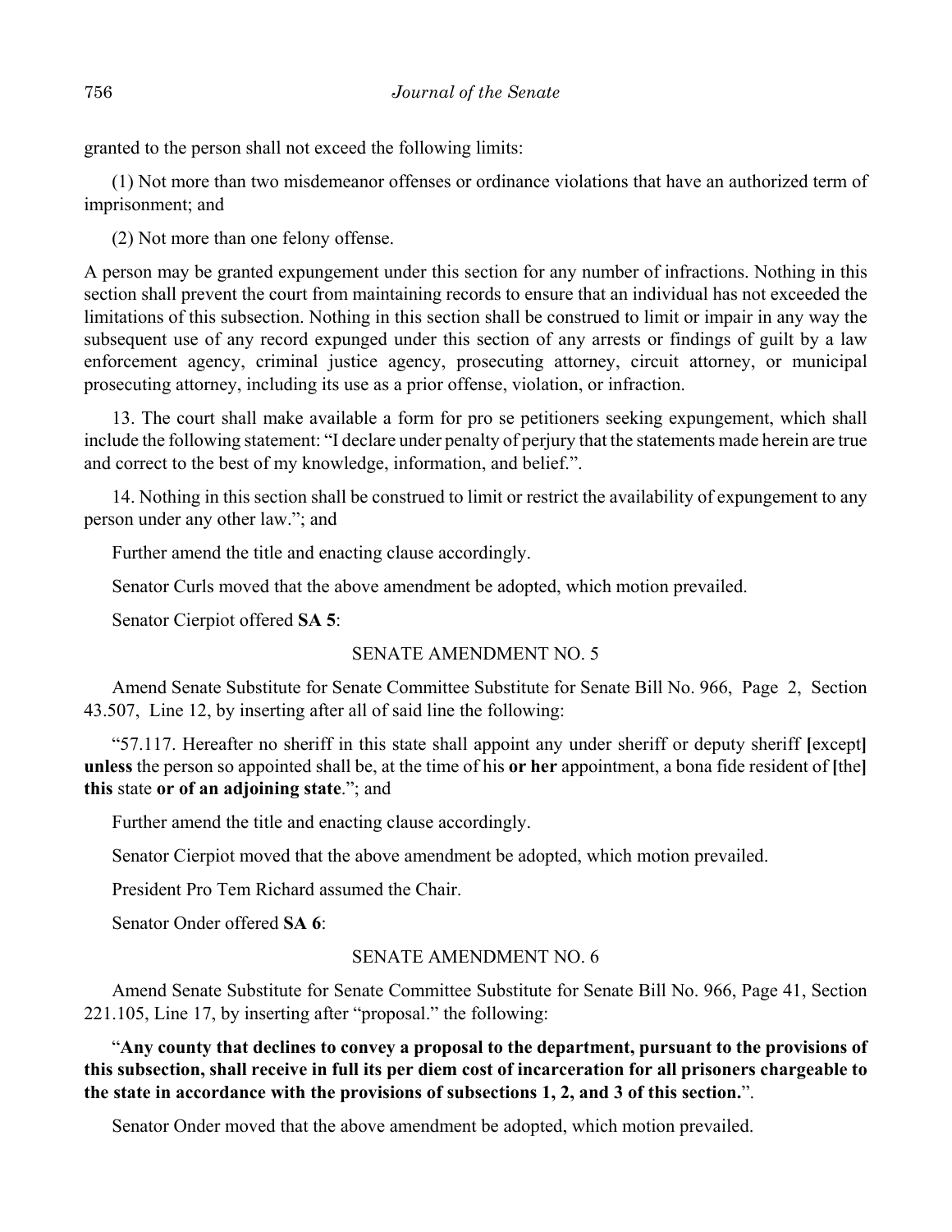granted to the person shall not exceed the following limits:

(1) Not more than two misdemeanor offenses or ordinance violations that have an authorized term of imprisonment; and

(2) Not more than one felony offense.

A person may be granted expungement under this section for any number of infractions. Nothing in this section shall prevent the court from maintaining records to ensure that an individual has not exceeded the limitations of this subsection. Nothing in this section shall be construed to limit or impair in any way the subsequent use of any record expunged under this section of any arrests or findings of guilt by a law enforcement agency, criminal justice agency, prosecuting attorney, circuit attorney, or municipal prosecuting attorney, including its use as a prior offense, violation, or infraction.

13. The court shall make available a form for pro se petitioners seeking expungement, which shall include the following statement: "I declare under penalty of perjury that the statements made herein are true and correct to the best of my knowledge, information, and belief.".

14. Nothing in this section shall be construed to limit or restrict the availability of expungement to any person under any other law."; and

Further amend the title and enacting clause accordingly.

Senator Curls moved that the above amendment be adopted, which motion prevailed.

Senator Cierpiot offered **SA 5**:

SENATE AMENDMENT NO. 5

Amend Senate Substitute for Senate Committee Substitute for Senate Bill No. 966, Page 2, Section 43.507, Line 12, by inserting after all of said line the following:

"57.117. Hereafter no sheriff in this state shall appoint any under sheriff or deputy sheriff **[**except**]** **unless** the person so appointed shall be, at the time of his **or her** appointment, a bona fide resident of **[**the**]** **this** state **or of an adjoining state**."; and

Further amend the title and enacting clause accordingly.

Senator Cierpiot moved that the above amendment be adopted, which motion prevailed.

President Pro Tem Richard assumed the Chair.

Senator Onder offered **SA 6**:

SENATE AMENDMENT NO. 6

Amend Senate Substitute for Senate Committee Substitute for Senate Bill No. 966, Page 41, Section 221.105, Line 17, by inserting after "proposal." the following:

"**Any county that declines to convey a proposal to the department, pursuant to the provisions of this subsection, shall receive in full its per diem cost of incarceration for all prisoners chargeable to the state in accordance with the provisions of subsections 1, 2, and 3 of this section.**".

Senator Onder moved that the above amendment be adopted, which motion prevailed.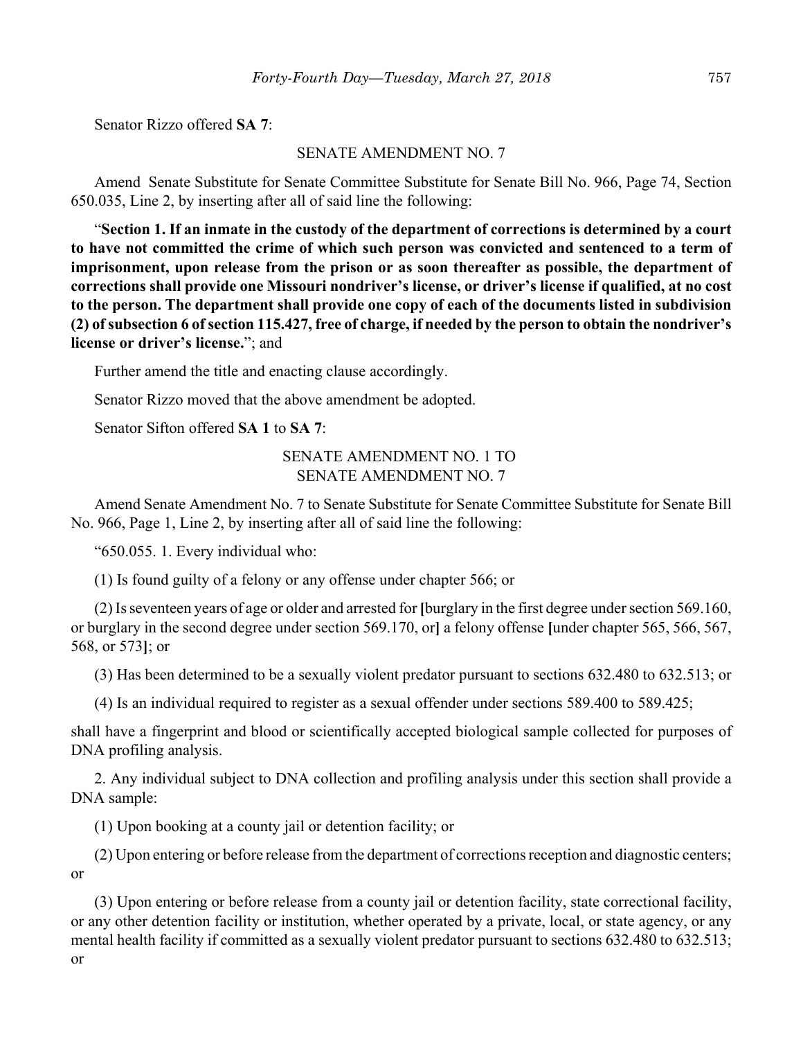Senator Rizzo offered **SA 7**:

SENATE AMENDMENT NO. 7

Amend Senate Substitute for Senate Committee Substitute for Senate Bill No. 966, Page 74, Section 650.035, Line 2, by inserting after all of said line the following:

"**Section 1. If an inmate in the custody of the department of corrections is determined by a court to have not committed the crime of which such person was convicted and sentenced to a term of imprisonment, upon release from the prison or as soon thereafter as possible, the department of corrections shall provide one Missouri nondriver's license, or driver's license if qualified, at no cost to the person. The department shall provide one copy of each of the documents listed in subdivision (2) of subsection 6 of section 115.427, free of charge, if needed by the person to obtain the nondriver's license or driver's license.**"; and

Further amend the title and enacting clause accordingly.

Senator Rizzo moved that the above amendment be adopted.

Senator Sifton offered **SA 1** to **SA 7**:

SENATE AMENDMENT NO. 1 TO
SENATE AMENDMENT NO. 7

Amend Senate Amendment No. 7 to Senate Substitute for Senate Committee Substitute for Senate Bill No. 966, Page 1, Line 2, by inserting after all of said line the following:

"650.055. 1. Every individual who:

(1) Is found guilty of a felony or any offense under chapter 566; or

(2) Is seventeen years of age or older and arrested for **[**burglary in the first degree under section 569.160, or burglary in the second degree under section 569.170, or**]** a felony offense **[**under chapter 565, 566, 567, 568, or 573**]**; or

(3) Has been determined to be a sexually violent predator pursuant to sections 632.480 to 632.513; or

(4) Is an individual required to register as a sexual offender under sections 589.400 to 589.425;

shall have a fingerprint and blood or scientifically accepted biological sample collected for purposes of DNA profiling analysis.

2. Any individual subject to DNA collection and profiling analysis under this section shall provide a DNA sample:

(1) Upon booking at a county jail or detention facility; or

(2) Upon entering or before release from the department of corrections reception and diagnostic centers; or

(3) Upon entering or before release from a county jail or detention facility, state correctional facility, or any other detention facility or institution, whether operated by a private, local, or state agency, or any mental health facility if committed as a sexually violent predator pursuant to sections 632.480 to 632.513; or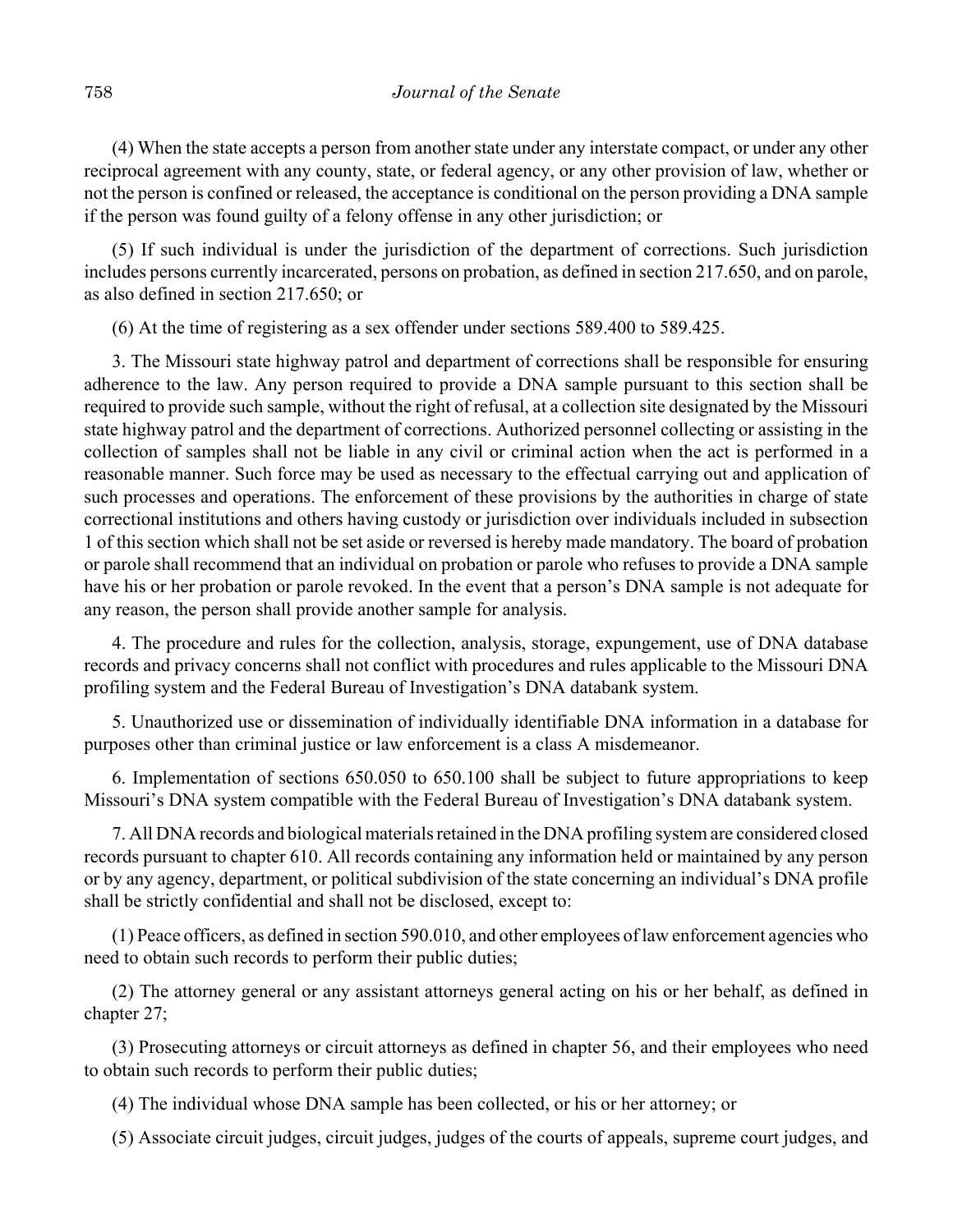(4) When the state accepts a person from another state under any interstate compact, or under any other reciprocal agreement with any county, state, or federal agency, or any other provision of law, whether or not the person is confined or released, the acceptance is conditional on the person providing a DNA sample if the person was found guilty of a felony offense in any other jurisdiction; or

(5) If such individual is under the jurisdiction of the department of corrections. Such jurisdiction includes persons currently incarcerated, persons on probation, as defined in section 217.650, and on parole, as also defined in section 217.650; or

(6) At the time of registering as a sex offender under sections 589.400 to 589.425.

3. The Missouri state highway patrol and department of corrections shall be responsible for ensuring adherence to the law. Any person required to provide a DNA sample pursuant to this section shall be required to provide such sample, without the right of refusal, at a collection site designated by the Missouri state highway patrol and the department of corrections. Authorized personnel collecting or assisting in the collection of samples shall not be liable in any civil or criminal action when the act is performed in a reasonable manner. Such force may be used as necessary to the effectual carrying out and application of such processes and operations. The enforcement of these provisions by the authorities in charge of state correctional institutions and others having custody or jurisdiction over individuals included in subsection 1 of this section which shall not be set aside or reversed is hereby made mandatory. The board of probation or parole shall recommend that an individual on probation or parole who refuses to provide a DNA sample have his or her probation or parole revoked. In the event that a person's DNA sample is not adequate for any reason, the person shall provide another sample for analysis.

4. The procedure and rules for the collection, analysis, storage, expungement, use of DNA database records and privacy concerns shall not conflict with procedures and rules applicable to the Missouri DNA profiling system and the Federal Bureau of Investigation's DNA databank system.

5. Unauthorized use or dissemination of individually identifiable DNA information in a database for purposes other than criminal justice or law enforcement is a class A misdemeanor.

6. Implementation of sections 650.050 to 650.100 shall be subject to future appropriations to keep Missouri's DNA system compatible with the Federal Bureau of Investigation's DNA databank system.

7. All DNA records and biological materials retained in the DNA profiling system are considered closed records pursuant to chapter 610. All records containing any information held or maintained by any person or by any agency, department, or political subdivision of the state concerning an individual's DNA profile shall be strictly confidential and shall not be disclosed, except to:

(1) Peace officers, as defined in section 590.010, and other employees of law enforcement agencies who need to obtain such records to perform their public duties;

(2) The attorney general or any assistant attorneys general acting on his or her behalf, as defined in chapter 27;

(3) Prosecuting attorneys or circuit attorneys as defined in chapter 56, and their employees who need to obtain such records to perform their public duties;

(4) The individual whose DNA sample has been collected, or his or her attorney; or

(5) Associate circuit judges, circuit judges, judges of the courts of appeals, supreme court judges, and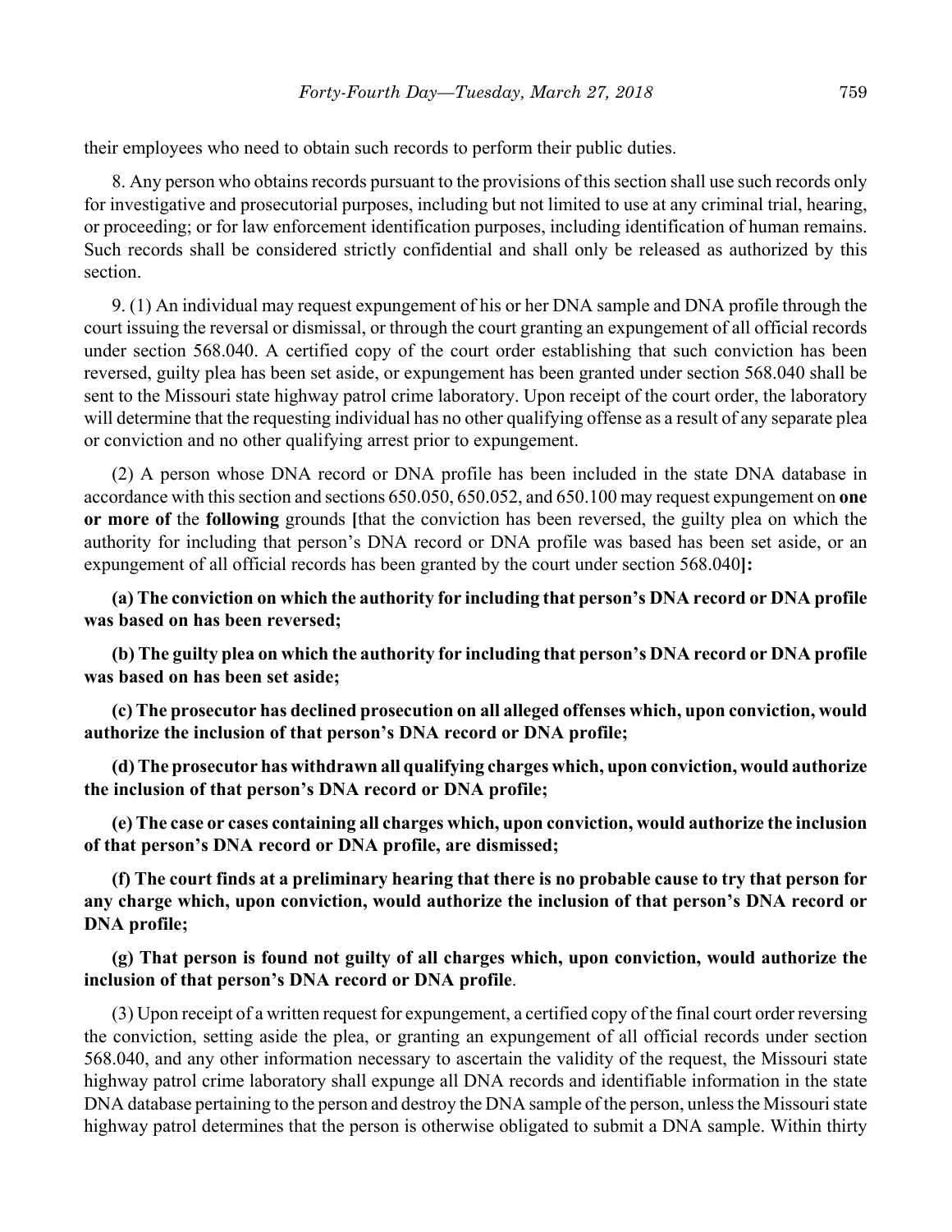their employees who need to obtain such records to perform their public duties.

8. Any person who obtains records pursuant to the provisions of this section shall use such records only for investigative and prosecutorial purposes, including but not limited to use at any criminal trial, hearing, or proceeding; or for law enforcement identification purposes, including identification of human remains. Such records shall be considered strictly confidential and shall only be released as authorized by this section.

9. (1) An individual may request expungement of his or her DNA sample and DNA profile through the court issuing the reversal or dismissal, or through the court granting an expungement of all official records under section 568.040. A certified copy of the court order establishing that such conviction has been reversed, guilty plea has been set aside, or expungement has been granted under section 568.040 shall be sent to the Missouri state highway patrol crime laboratory. Upon receipt of the court order, the laboratory will determine that the requesting individual has no other qualifying offense as a result of any separate plea or conviction and no other qualifying arrest prior to expungement.

(2) A person whose DNA record or DNA profile has been included in the state DNA database in accordance with this section and sections 650.050, 650.052, and 650.100 may request expungement on **one or more of** the **following** grounds **[**that the conviction has been reversed, the guilty plea on which the authority for including that person's DNA record or DNA profile was based has been set aside, or an expungement of all official records has been granted by the court under section 568.040**]:**

**(a) The conviction on which the authority for including that person's DNA record or DNA profile was based on has been reversed;**

**(b) The guilty plea on which the authority for including that person's DNA record or DNA profile was based on has been set aside;**

**(c) The prosecutor has declined prosecution on all alleged offenses which, upon conviction, would authorize the inclusion of that person's DNA record or DNA profile;**

**(d) The prosecutor has withdrawn all qualifying charges which, upon conviction, would authorize the inclusion of that person's DNA record or DNA profile;**

**(e) The case or cases containing all charges which, upon conviction, would authorize the inclusion of that person's DNA record or DNA profile, are dismissed;**

**(f) The court finds at a preliminary hearing that there is no probable cause to try that person for any charge which, upon conviction, would authorize the inclusion of that person's DNA record or DNA profile;**

**(g) That person is found not guilty of all charges which, upon conviction, would authorize the inclusion of that person's DNA record or DNA profile**.

(3) Upon receipt of a written request for expungement, a certified copy of the final court order reversing the conviction, setting aside the plea, or granting an expungement of all official records under section 568.040, and any other information necessary to ascertain the validity of the request, the Missouri state highway patrol crime laboratory shall expunge all DNA records and identifiable information in the state DNA database pertaining to the person and destroy the DNA sample of the person, unless the Missouri state highway patrol determines that the person is otherwise obligated to submit a DNA sample. Within thirty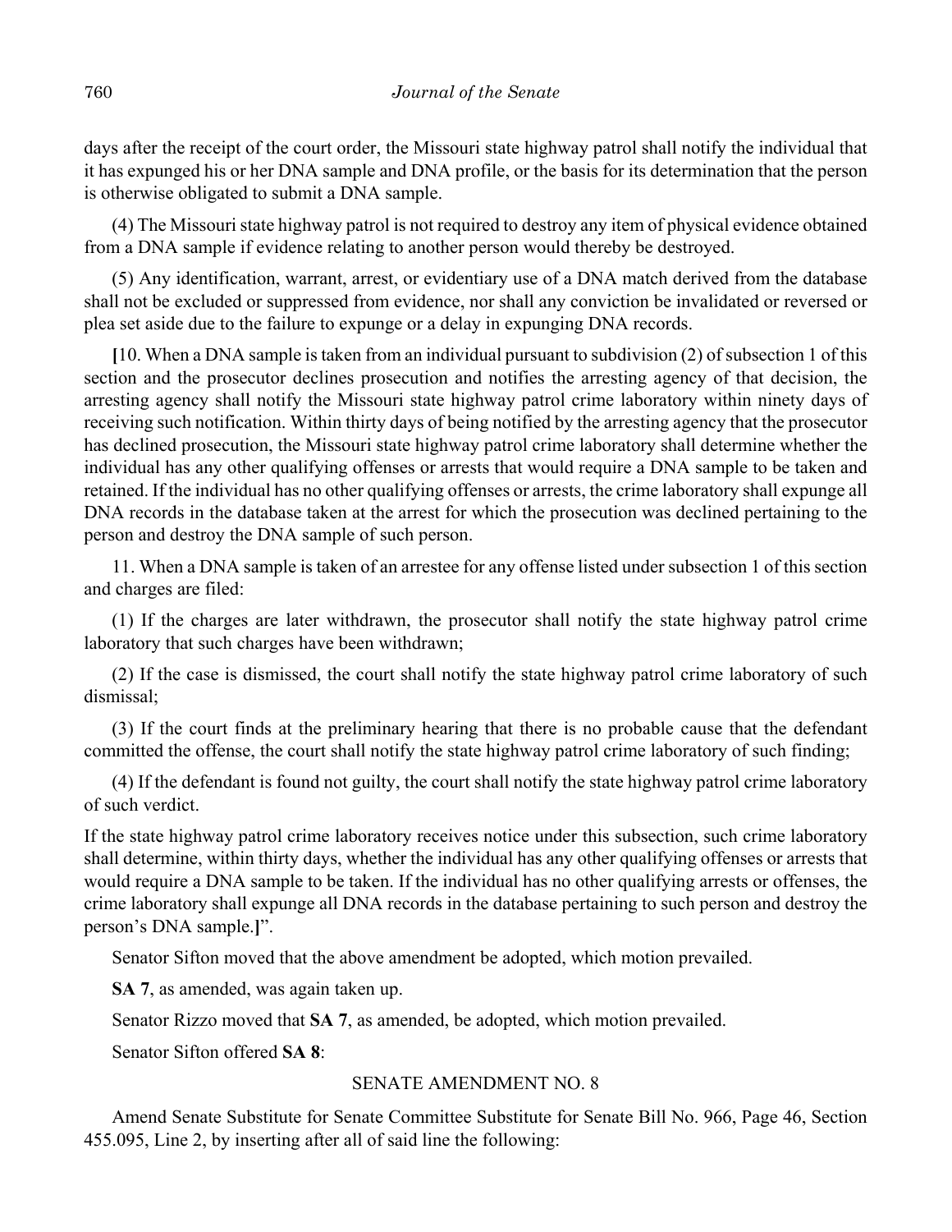days after the receipt of the court order, the Missouri state highway patrol shall notify the individual that it has expunged his or her DNA sample and DNA profile, or the basis for its determination that the person is otherwise obligated to submit a DNA sample.

(4) The Missouri state highway patrol is not required to destroy any item of physical evidence obtained from a DNA sample if evidence relating to another person would thereby be destroyed.

(5) Any identification, warrant, arrest, or evidentiary use of a DNA match derived from the database shall not be excluded or suppressed from evidence, nor shall any conviction be invalidated or reversed or plea set aside due to the failure to expunge or a delay in expunging DNA records.

**[**10. When a DNA sample is taken from an individual pursuant to subdivision (2) of subsection 1 of this section and the prosecutor declines prosecution and notifies the arresting agency of that decision, the arresting agency shall notify the Missouri state highway patrol crime laboratory within ninety days of receiving such notification. Within thirty days of being notified by the arresting agency that the prosecutor has declined prosecution, the Missouri state highway patrol crime laboratory shall determine whether the individual has any other qualifying offenses or arrests that would require a DNA sample to be taken and retained. If the individual has no other qualifying offenses or arrests, the crime laboratory shall expunge all DNA records in the database taken at the arrest for which the prosecution was declined pertaining to the person and destroy the DNA sample of such person.

11. When a DNA sample is taken of an arrestee for any offense listed under subsection 1 of this section and charges are filed:

(1) If the charges are later withdrawn, the prosecutor shall notify the state highway patrol crime laboratory that such charges have been withdrawn;

(2) If the case is dismissed, the court shall notify the state highway patrol crime laboratory of such dismissal;

(3) If the court finds at the preliminary hearing that there is no probable cause that the defendant committed the offense, the court shall notify the state highway patrol crime laboratory of such finding;

(4) If the defendant is found not guilty, the court shall notify the state highway patrol crime laboratory of such verdict.

If the state highway patrol crime laboratory receives notice under this subsection, such crime laboratory shall determine, within thirty days, whether the individual has any other qualifying offenses or arrests that would require a DNA sample to be taken. If the individual has no other qualifying arrests or offenses, the crime laboratory shall expunge all DNA records in the database pertaining to such person and destroy the person's DNA sample.**]**".

Senator Sifton moved that the above amendment be adopted, which motion prevailed.

**SA 7**, as amended, was again taken up.

Senator Rizzo moved that **SA 7**, as amended, be adopted, which motion prevailed.

Senator Sifton offered **SA 8**:

SENATE AMENDMENT NO. 8

Amend Senate Substitute for Senate Committee Substitute for Senate Bill No. 966, Page 46, Section 455.095, Line 2, by inserting after all of said line the following: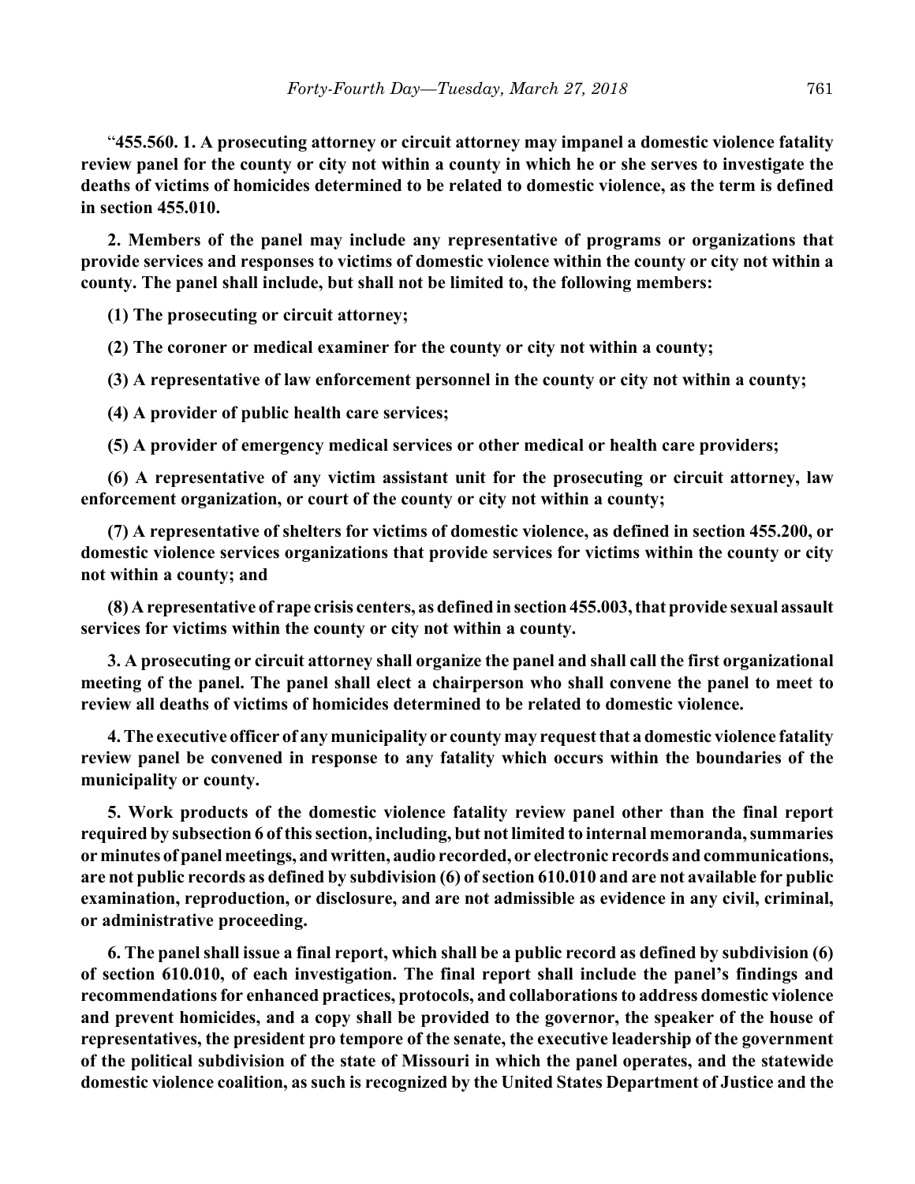"**455.560. 1. A prosecuting attorney or circuit attorney may impanel a domestic violence fatality review panel for the county or city not within a county in which he or she serves to investigate the deaths of victims of homicides determined to be related to domestic violence, as the term is defined in section 455.010.**

**2. Members of the panel may include any representative of programs or organizations that provide services and responses to victims of domestic violence within the county or city not within a county. The panel shall include, but shall not be limited to, the following members:**

**(1) The prosecuting or circuit attorney;**

**(2) The coroner or medical examiner for the county or city not within a county;**

**(3) A representative of law enforcement personnel in the county or city not within a county;**

**(4) A provider of public health care services;**

**(5) A provider of emergency medical services or other medical or health care providers;**

**(6) A representative of any victim assistant unit for the prosecuting or circuit attorney, law enforcement organization, or court of the county or city not within a county;**

**(7) A representative of shelters for victims of domestic violence, as defined in section 455.200, or domestic violence services organizations that provide services for victims within the county or city not within a county; and**

**(8) A representative of rape crisis centers, as defined in section 455.003, that provide sexual assault services for victims within the county or city not within a county.**

**3. A prosecuting or circuit attorney shall organize the panel and shall call the first organizational meeting of the panel. The panel shall elect a chairperson who shall convene the panel to meet to review all deaths of victims of homicides determined to be related to domestic violence.**

**4. The executive officer of any municipality or county may request that a domestic violence fatality review panel be convened in response to any fatality which occurs within the boundaries of the municipality or county.**

**5. Work products of the domestic violence fatality review panel other than the final report required by subsection 6 of this section, including, but not limited to internal memoranda, summaries or minutes of panel meetings, and written, audio recorded, or electronic records and communications, are not public records as defined by subdivision (6) of section 610.010 and are not available for public examination, reproduction, or disclosure, and are not admissible as evidence in any civil, criminal, or administrative proceeding.**

**6. The panel shall issue a final report, which shall be a public record as defined by subdivision (6) of section 610.010, of each investigation. The final report shall include the panel's findings and recommendations for enhanced practices, protocols, and collaborations to address domestic violence and prevent homicides, and a copy shall be provided to the governor, the speaker of the house of representatives, the president pro tempore of the senate, the executive leadership of the government of the political subdivision of the state of Missouri in which the panel operates, and the statewide domestic violence coalition, as such is recognized by the United States Department of Justice and the**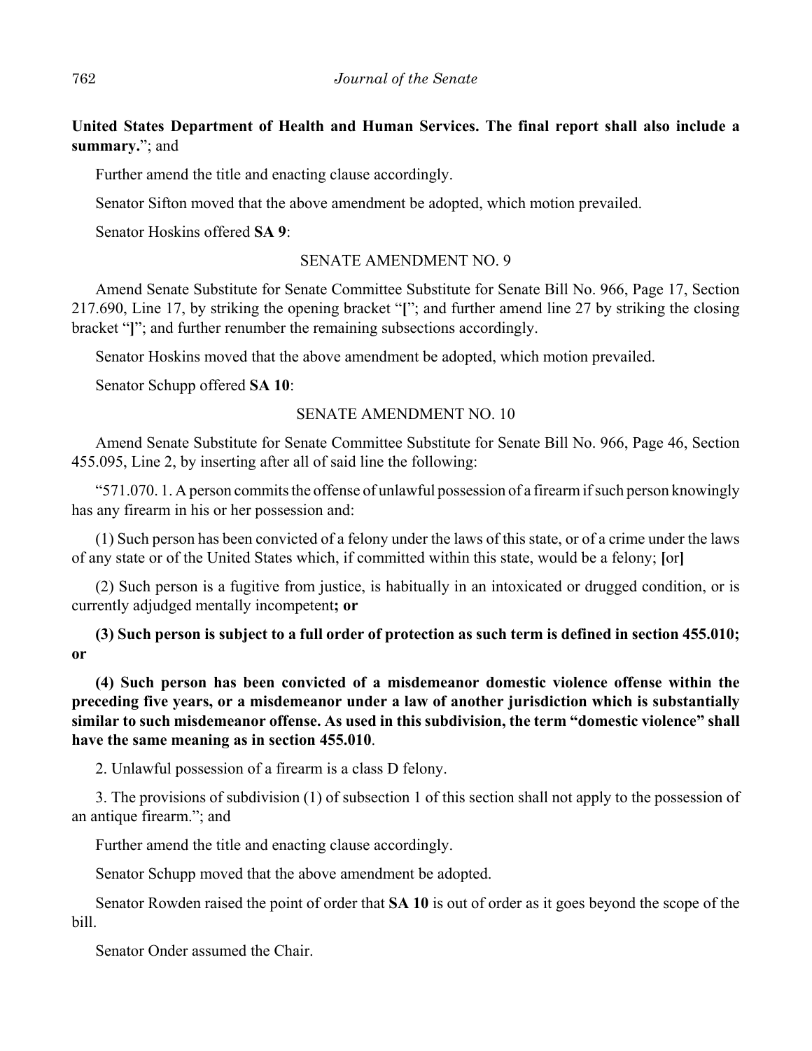**United States Department of Health and Human Services. The final report shall also include a summary.**"; and

Further amend the title and enacting clause accordingly.

Senator Sifton moved that the above amendment be adopted, which motion prevailed.

Senator Hoskins offered **SA 9**:

SENATE AMENDMENT NO. 9

Amend Senate Substitute for Senate Committee Substitute for Senate Bill No. 966, Page 17, Section 217.690, Line 17, by striking the opening bracket "**[**"; and further amend line 27 by striking the closing bracket "**]**"; and further renumber the remaining subsections accordingly.

Senator Hoskins moved that the above amendment be adopted, which motion prevailed.

Senator Schupp offered **SA 10**:

SENATE AMENDMENT NO. 10

Amend Senate Substitute for Senate Committee Substitute for Senate Bill No. 966, Page 46, Section 455.095, Line 2, by inserting after all of said line the following:

"571.070. 1. A person commits the offense of unlawful possession of a firearm if such person knowingly has any firearm in his or her possession and:

(1) Such person has been convicted of a felony under the laws of this state, or of a crime under the laws of any state or of the United States which, if committed within this state, would be a felony; **[**or**]**

(2) Such person is a fugitive from justice, is habitually in an intoxicated or drugged condition, or is currently adjudged mentally incompetent**; or**

**(3) Such person is subject to a full order of protection as such term is defined in section 455.010; or**

**(4) Such person has been convicted of a misdemeanor domestic violence offense within the preceding five years, or a misdemeanor under a law of another jurisdiction which is substantially similar to such misdemeanor offense. As used in this subdivision, the term "domestic violence" shall have the same meaning as in section 455.010**.

2. Unlawful possession of a firearm is a class D felony.

3. The provisions of subdivision (1) of subsection 1 of this section shall not apply to the possession of an antique firearm."; and

Further amend the title and enacting clause accordingly.

Senator Schupp moved that the above amendment be adopted.

Senator Rowden raised the point of order that **SA 10** is out of order as it goes beyond the scope of the bill.

Senator Onder assumed the Chair.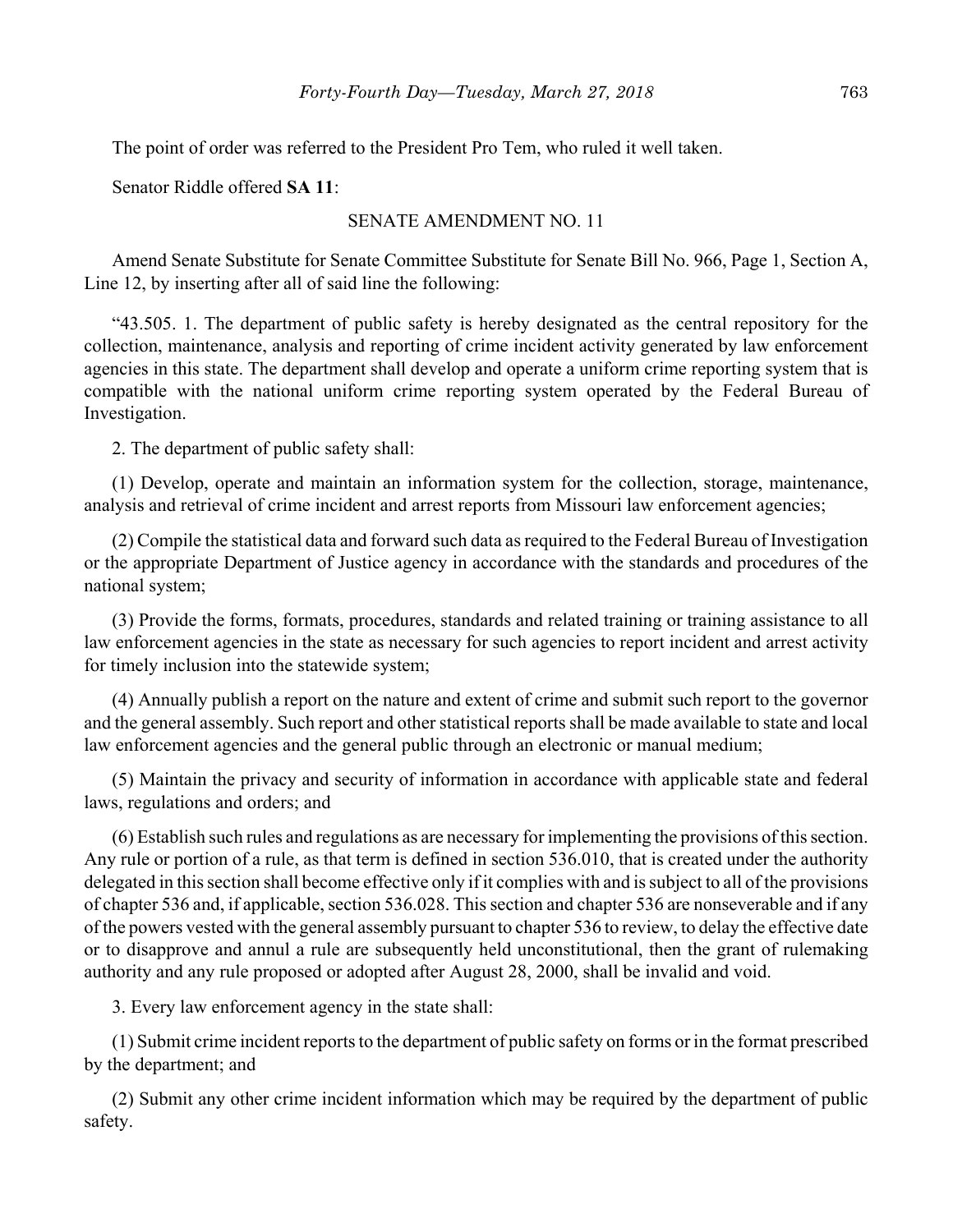The point of order was referred to the President Pro Tem, who ruled it well taken.

Senator Riddle offered **SA 11**:

SENATE AMENDMENT NO. 11

Amend Senate Substitute for Senate Committee Substitute for Senate Bill No. 966, Page 1, Section A, Line 12, by inserting after all of said line the following:

"43.505. 1. The department of public safety is hereby designated as the central repository for the collection, maintenance, analysis and reporting of crime incident activity generated by law enforcement agencies in this state. The department shall develop and operate a uniform crime reporting system that is compatible with the national uniform crime reporting system operated by the Federal Bureau of Investigation.

2. The department of public safety shall:

(1) Develop, operate and maintain an information system for the collection, storage, maintenance, analysis and retrieval of crime incident and arrest reports from Missouri law enforcement agencies;

(2) Compile the statistical data and forward such data as required to the Federal Bureau of Investigation or the appropriate Department of Justice agency in accordance with the standards and procedures of the national system;

(3) Provide the forms, formats, procedures, standards and related training or training assistance to all law enforcement agencies in the state as necessary for such agencies to report incident and arrest activity for timely inclusion into the statewide system;

(4) Annually publish a report on the nature and extent of crime and submit such report to the governor and the general assembly. Such report and other statistical reports shall be made available to state and local law enforcement agencies and the general public through an electronic or manual medium;

(5) Maintain the privacy and security of information in accordance with applicable state and federal laws, regulations and orders; and

(6) Establish such rules and regulations as are necessary for implementing the provisions of this section. Any rule or portion of a rule, as that term is defined in section 536.010, that is created under the authority delegated in this section shall become effective only if it complies with and is subject to all of the provisions of chapter 536 and, if applicable, section 536.028. This section and chapter 536 are nonseverable and if any of the powers vested with the general assembly pursuant to chapter 536 to review, to delay the effective date or to disapprove and annul a rule are subsequently held unconstitutional, then the grant of rulemaking authority and any rule proposed or adopted after August 28, 2000, shall be invalid and void.

3. Every law enforcement agency in the state shall:

(1) Submit crime incident reports to the department of public safety on forms or in the format prescribed by the department; and

(2) Submit any other crime incident information which may be required by the department of public safety.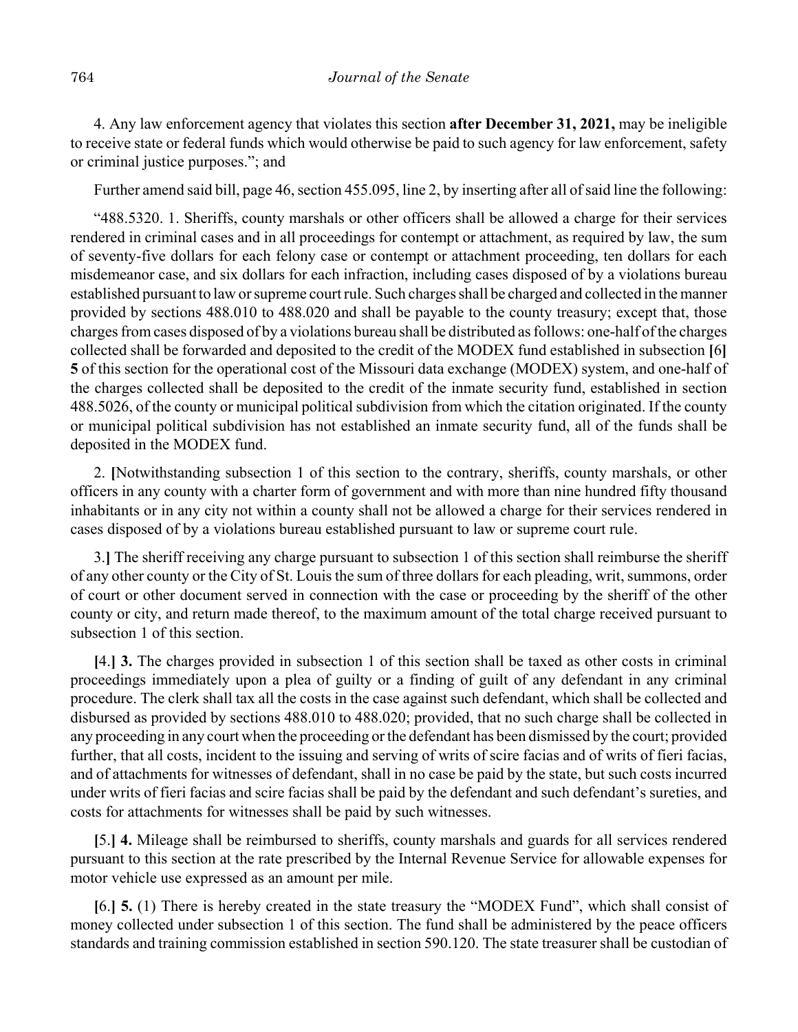4. Any law enforcement agency that violates this section **after December 31, 2021,** may be ineligible to receive state or federal funds which would otherwise be paid to such agency for law enforcement, safety or criminal justice purposes."; and

Further amend said bill, page 46, section 455.095, line 2, by inserting after all of said line the following:

"488.5320. 1. Sheriffs, county marshals or other officers shall be allowed a charge for their services rendered in criminal cases and in all proceedings for contempt or attachment, as required by law, the sum of seventy-five dollars for each felony case or contempt or attachment proceeding, ten dollars for each misdemeanor case, and six dollars for each infraction, including cases disposed of by a violations bureau established pursuant to law or supreme court rule. Such charges shall be charged and collected in the manner provided by sections 488.010 to 488.020 and shall be payable to the county treasury; except that, those charges from cases disposed of by a violations bureau shall be distributed as follows: one-half of the charges collected shall be forwarded and deposited to the credit of the MODEX fund established in subsection **[**6**] 5** of this section for the operational cost of the Missouri data exchange (MODEX) system, and one-half of the charges collected shall be deposited to the credit of the inmate security fund, established in section 488.5026, of the county or municipal political subdivision from which the citation originated. If the county or municipal political subdivision has not established an inmate security fund, all of the funds shall be deposited in the MODEX fund.

2. **[**Notwithstanding subsection 1 of this section to the contrary, sheriffs, county marshals, or other officers in any county with a charter form of government and with more than nine hundred fifty thousand inhabitants or in any city not within a county shall not be allowed a charge for their services rendered in cases disposed of by a violations bureau established pursuant to law or supreme court rule.

3.**]** The sheriff receiving any charge pursuant to subsection 1 of this section shall reimburse the sheriff of any other county or the City of St. Louis the sum of three dollars for each pleading, writ, summons, order of court or other document served in connection with the case or proceeding by the sheriff of the other county or city, and return made thereof, to the maximum amount of the total charge received pursuant to subsection 1 of this section.

**[**4.**] 3.** The charges provided in subsection 1 of this section shall be taxed as other costs in criminal proceedings immediately upon a plea of guilty or a finding of guilt of any defendant in any criminal procedure. The clerk shall tax all the costs in the case against such defendant, which shall be collected and disbursed as provided by sections 488.010 to 488.020; provided, that no such charge shall be collected in any proceeding in any court when the proceeding or the defendant has been dismissed by the court; provided further, that all costs, incident to the issuing and serving of writs of scire facias and of writs of fieri facias, and of attachments for witnesses of defendant, shall in no case be paid by the state, but such costs incurred under writs of fieri facias and scire facias shall be paid by the defendant and such defendant's sureties, and costs for attachments for witnesses shall be paid by such witnesses.

**[**5.**] 4.** Mileage shall be reimbursed to sheriffs, county marshals and guards for all services rendered pursuant to this section at the rate prescribed by the Internal Revenue Service for allowable expenses for motor vehicle use expressed as an amount per mile.

**[**6.**] 5.** (1) There is hereby created in the state treasury the "MODEX Fund", which shall consist of money collected under subsection 1 of this section. The fund shall be administered by the peace officers standards and training commission established in section 590.120. The state treasurer shall be custodian of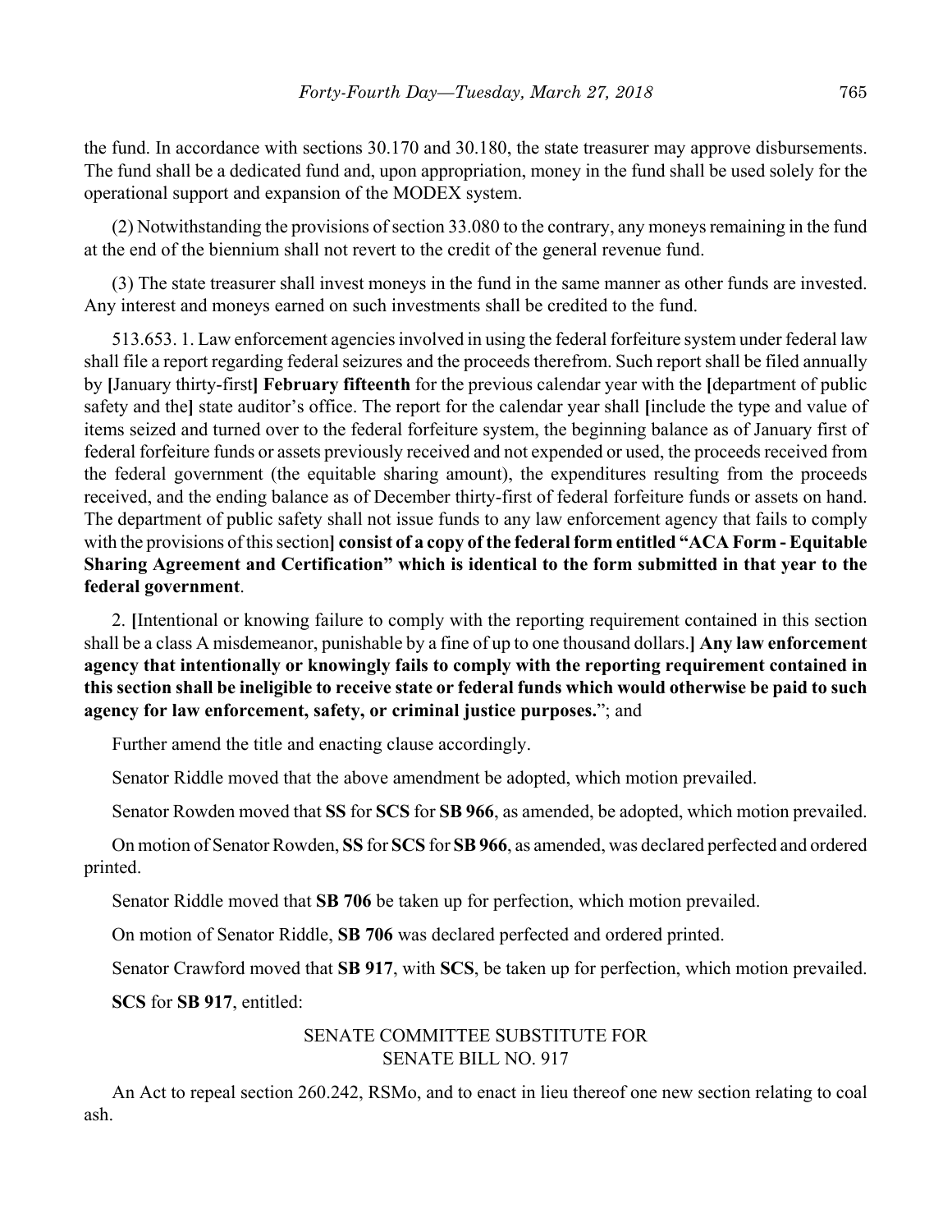the fund. In accordance with sections 30.170 and 30.180, the state treasurer may approve disbursements. The fund shall be a dedicated fund and, upon appropriation, money in the fund shall be used solely for the operational support and expansion of the MODEX system.

(2) Notwithstanding the provisions of section 33.080 to the contrary, any moneys remaining in the fund at the end of the biennium shall not revert to the credit of the general revenue fund.

(3) The state treasurer shall invest moneys in the fund in the same manner as other funds are invested. Any interest and moneys earned on such investments shall be credited to the fund.

513.653. 1. Law enforcement agencies involved in using the federal forfeiture system under federal law shall file a report regarding federal seizures and the proceeds therefrom. Such report shall be filed annually by **[**January thirty-first**] February fifteenth** for the previous calendar year with the **[**department of public safety and the**]** state auditor's office. The report for the calendar year shall **[**include the type and value of items seized and turned over to the federal forfeiture system, the beginning balance as of January first of federal forfeiture funds or assets previously received and not expended or used, the proceeds received from the federal government (the equitable sharing amount), the expenditures resulting from the proceeds received, and the ending balance as of December thirty-first of federal forfeiture funds or assets on hand. The department of public safety shall not issue funds to any law enforcement agency that fails to comply with the provisions of this section**] consist of a copy of the federal form entitled "ACA Form - Equitable Sharing Agreement and Certification" which is identical to the form submitted in that year to the federal government**.

2. **[**Intentional or knowing failure to comply with the reporting requirement contained in this section shall be a class A misdemeanor, punishable by a fine of up to one thousand dollars.**] Any law enforcement agency that intentionally or knowingly fails to comply with the reporting requirement contained in this section shall be ineligible to receive state or federal funds which would otherwise be paid to such agency for law enforcement, safety, or criminal justice purposes.**"; and

Further amend the title and enacting clause accordingly.

Senator Riddle moved that the above amendment be adopted, which motion prevailed.

Senator Rowden moved that **SS** for **SCS** for **SB 966**, as amended, be adopted, which motion prevailed.

On motion of Senator Rowden, **SS** for **SCS** for **SB 966**, as amended, was declared perfected and ordered printed.

Senator Riddle moved that **SB 706** be taken up for perfection, which motion prevailed.

On motion of Senator Riddle, **SB 706** was declared perfected and ordered printed.

Senator Crawford moved that **SB 917**, with **SCS**, be taken up for perfection, which motion prevailed.

**SCS** for **SB 917**, entitled:

SENATE COMMITTEE SUBSTITUTE FOR
SENATE BILL NO. 917

An Act to repeal section 260.242, RSMo, and to enact in lieu thereof one new section relating to coal ash.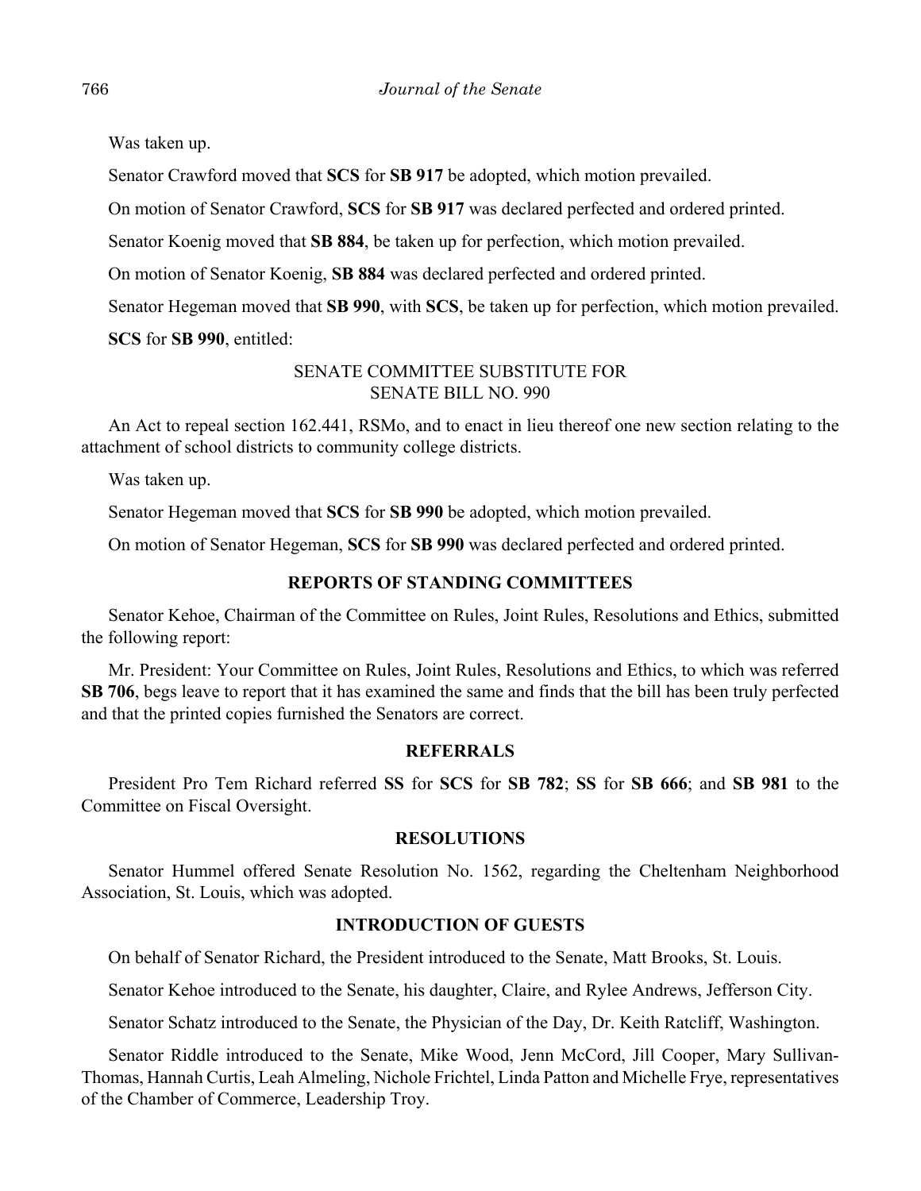Was taken up.

Senator Crawford moved that **SCS** for **SB 917** be adopted, which motion prevailed.

On motion of Senator Crawford, **SCS** for **SB 917** was declared perfected and ordered printed.

Senator Koenig moved that **SB 884**, be taken up for perfection, which motion prevailed.

On motion of Senator Koenig, **SB 884** was declared perfected and ordered printed.

Senator Hegeman moved that **SB 990**, with **SCS**, be taken up for perfection, which motion prevailed.

**SCS** for **SB 990**, entitled:

SENATE COMMITTEE SUBSTITUTE FOR
SENATE BILL NO. 990

An Act to repeal section 162.441, RSMo, and to enact in lieu thereof one new section relating to the attachment of school districts to community college districts.

Was taken up.

Senator Hegeman moved that **SCS** for **SB 990** be adopted, which motion prevailed.

On motion of Senator Hegeman, **SCS** for **SB 990** was declared perfected and ordered printed.

## REPORTS OF STANDING COMMITTEES

Senator Kehoe, Chairman of the Committee on Rules, Joint Rules, Resolutions and Ethics, submitted the following report:

Mr. President: Your Committee on Rules, Joint Rules, Resolutions and Ethics, to which was referred **SB 706**, begs leave to report that it has examined the same and finds that the bill has been truly perfected and that the printed copies furnished the Senators are correct.

## REFERRALS

President Pro Tem Richard referred **SS** for **SCS** for **SB 782**; **SS** for **SB 666**; and **SB 981** to the Committee on Fiscal Oversight.

## RESOLUTIONS

Senator Hummel offered Senate Resolution No. 1562, regarding the Cheltenham Neighborhood Association, St. Louis, which was adopted.

## INTRODUCTION OF GUESTS

On behalf of Senator Richard, the President introduced to the Senate, Matt Brooks, St. Louis.

Senator Kehoe introduced to the Senate, his daughter, Claire, and Rylee Andrews, Jefferson City.

Senator Schatz introduced to the Senate, the Physician of the Day, Dr. Keith Ratcliff, Washington.

Senator Riddle introduced to the Senate, Mike Wood, Jenn McCord, Jill Cooper, Mary Sullivan-Thomas, Hannah Curtis, Leah Almeling, Nichole Frichtel, Linda Patton and Michelle Frye, representatives of the Chamber of Commerce, Leadership Troy.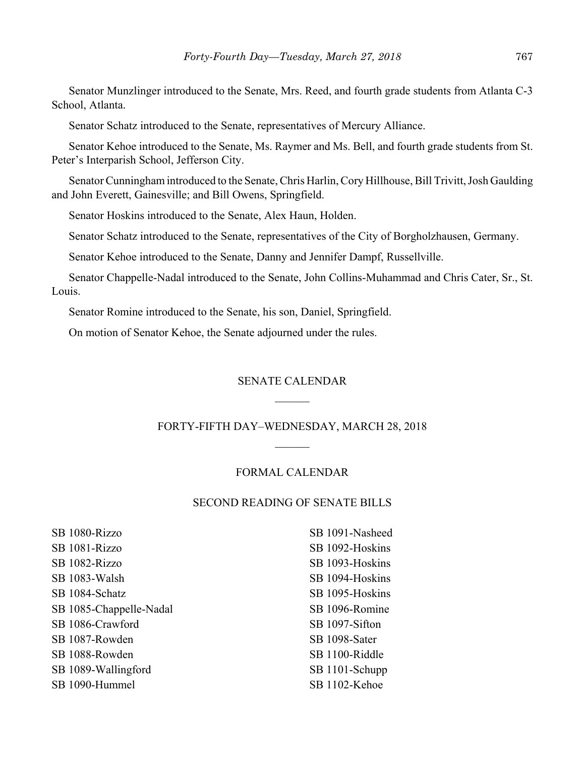Senator Munzlinger introduced to the Senate, Mrs. Reed, and fourth grade students from Atlanta C-3 School, Atlanta.

Senator Schatz introduced to the Senate, representatives of Mercury Alliance.

Senator Kehoe introduced to the Senate, Ms. Raymer and Ms. Bell, and fourth grade students from St. Peter's Interparish School, Jefferson City.

Senator Cunningham introduced to the Senate, Chris Harlin, Cory Hillhouse, Bill Trivitt, Josh Gaulding and John Everett, Gainesville; and Bill Owens, Springfield.

Senator Hoskins introduced to the Senate, Alex Haun, Holden.

Senator Schatz introduced to the Senate, representatives of the City of Borgholzhausen, Germany.

Senator Kehoe introduced to the Senate, Danny and Jennifer Dampf, Russellville.

Senator Chappelle-Nadal introduced to the Senate, John Collins-Muhammad and Chris Cater, Sr., St. Louis.

Senator Romine introduced to the Senate, his son, Daniel, Springfield.

On motion of Senator Kehoe, the Senate adjourned under the rules.

## SENATE CALENDAR

## FORTY-FIFTH DAY–WEDNESDAY, MARCH 28, 2018

### FORMAL CALENDAR

### SECOND READING OF SENATE BILLS

SB 1080-Rizzo
SB 1081-Rizzo
SB 1082-Rizzo
SB 1083-Walsh
SB 1084-Schatz
SB 1085-Chappelle-Nadal
SB 1086-Crawford
SB 1087-Rowden
SB 1088-Rowden
SB 1089-Wallingford
SB 1090-Hummel
SB 1091-Nasheed
SB 1092-Hoskins
SB 1093-Hoskins
SB 1094-Hoskins
SB 1095-Hoskins
SB 1096-Romine
SB 1097-Sifton
SB 1098-Sater
SB 1100-Riddle
SB 1101-Schupp
SB 1102-Kehoe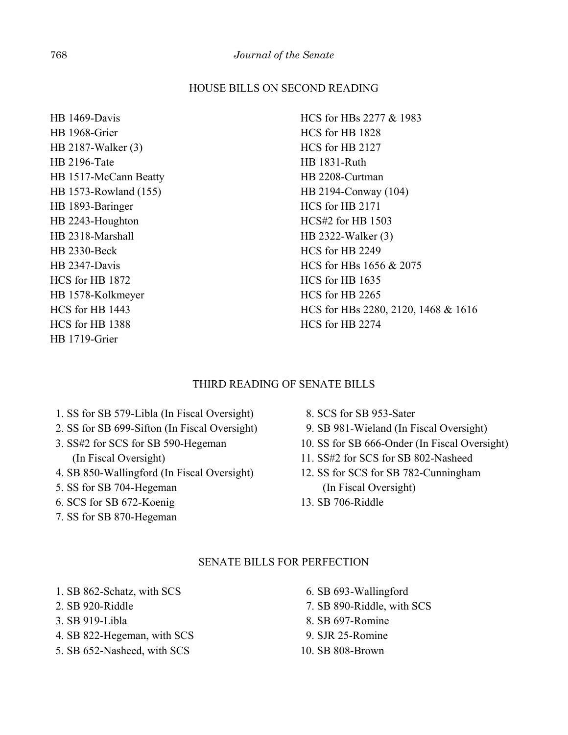## HOUSE BILLS ON SECOND READING

HB 1469-Davis
HB 1968-Grier
HB 2187-Walker (3)
HB 2196-Tate
HB 1517-McCann Beatty
HB 1573-Rowland (155)
HB 1893-Baringer
HB 2243-Houghton
HB 2318-Marshall
HB 2330-Beck
HB 2347-Davis
HCS for HB 1872
HB 1578-Kolkmeyer
HCS for HB 1443
HCS for HB 1388
HB 1719-Grier
HCS for HBs 2277 & 1983
HCS for HB 1828
HCS for HB 2127
HB 1831-Ruth
HB 2208-Curtman
HB 2194-Conway (104)
HCS for HB 2171
HCS#2 for HB 1503
HB 2322-Walker (3)
HCS for HB 2249
HCS for HBs 1656 & 2075
HCS for HB 1635
HCS for HB 2265
HCS for HBs 2280, 2120, 1468 & 1616
HCS for HB 2274

## THIRD READING OF SENATE BILLS

1. SS for SB 579-Libla (In Fiscal Oversight)
2. SS for SB 699-Sifton (In Fiscal Oversight)
3. SS#2 for SCS for SB 590-Hegeman (In Fiscal Oversight)
4. SB 850-Wallingford (In Fiscal Oversight)
5. SS for SB 704-Hegeman
6. SCS for SB 672-Koenig
7. SS for SB 870-Hegeman
8. SCS for SB 953-Sater
9. SB 981-Wieland (In Fiscal Oversight)
10. SS for SB 666-Onder (In Fiscal Oversight)
11. SS#2 for SCS for SB 802-Nasheed
12. SS for SCS for SB 782-Cunningham (In Fiscal Oversight)
13. SB 706-Riddle

## SENATE BILLS FOR PERFECTION

1. SB 862-Schatz, with SCS
2. SB 920-Riddle
3. SB 919-Libla
4. SB 822-Hegeman, with SCS
5. SB 652-Nasheed, with SCS
6. SB 693-Wallingford
7. SB 890-Riddle, with SCS
8. SB 697-Romine
9. SJR 25-Romine
10. SB 808-Brown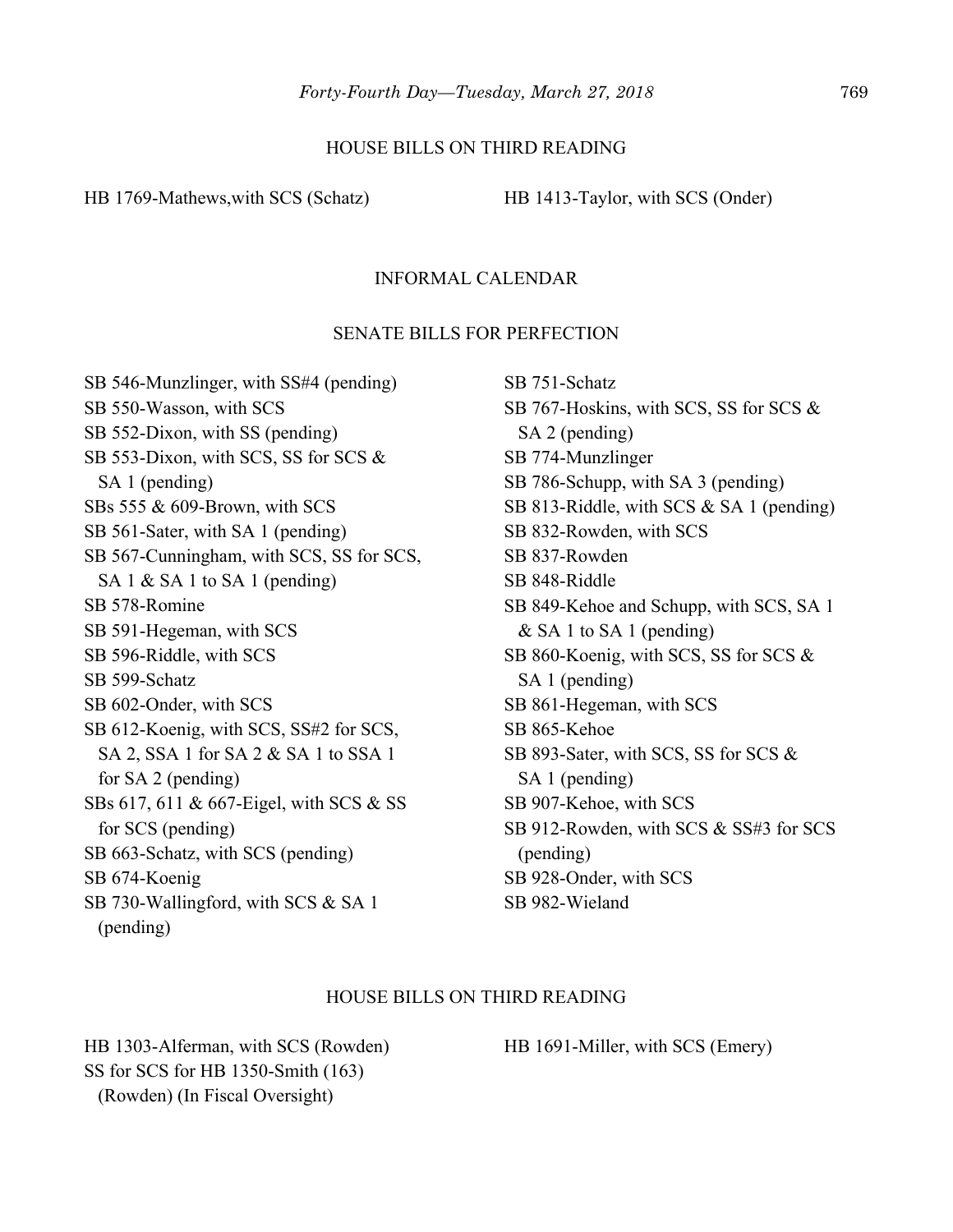HOUSE BILLS ON THIRD READING

HB 1769-Mathews,with SCS (Schatz)

HB 1413-Taylor, with SCS (Onder)

INFORMAL CALENDAR

SENATE BILLS FOR PERFECTION

SB 546-Munzlinger, with SS#4 (pending)
SB 550-Wasson, with SCS
SB 552-Dixon, with SS (pending)
SB 553-Dixon, with SCS, SS for SCS & SA 1 (pending)
SBs 555 & 609-Brown, with SCS
SB 561-Sater, with SA 1 (pending)
SB 567-Cunningham, with SCS, SS for SCS, SA 1 & SA 1 to SA 1 (pending)
SB 578-Romine
SB 591-Hegeman, with SCS
SB 596-Riddle, with SCS
SB 599-Schatz
SB 602-Onder, with SCS
SB 612-Koenig, with SCS, SS#2 for SCS, SA 2, SSA 1 for SA 2 & SA 1 to SSA 1 for SA 2 (pending)
SBs 617, 611 & 667-Eigel, with SCS & SS for SCS (pending)
SB 663-Schatz, with SCS (pending)
SB 674-Koenig
SB 730-Wallingford, with SCS & SA 1 (pending)
SB 751-Schatz
SB 767-Hoskins, with SCS, SS for SCS & SA 2 (pending)
SB 774-Munzlinger
SB 786-Schupp, with SA 3 (pending)
SB 813-Riddle, with SCS & SA 1 (pending)
SB 832-Rowden, with SCS
SB 837-Rowden
SB 848-Riddle
SB 849-Kehoe and Schupp, with SCS, SA 1 & SA 1 to SA 1 (pending)
SB 860-Koenig, with SCS, SS for SCS & SA 1 (pending)
SB 861-Hegeman, with SCS
SB 865-Kehoe
SB 893-Sater, with SCS, SS for SCS & SA 1 (pending)
SB 907-Kehoe, with SCS
SB 912-Rowden, with SCS & SS#3 for SCS (pending)
SB 928-Onder, with SCS
SB 982-Wieland

HOUSE BILLS ON THIRD READING

HB 1303-Alferman, with SCS (Rowden)
SS for SCS for HB 1350-Smith (163) (Rowden) (In Fiscal Oversight)
HB 1691-Miller, with SCS (Emery)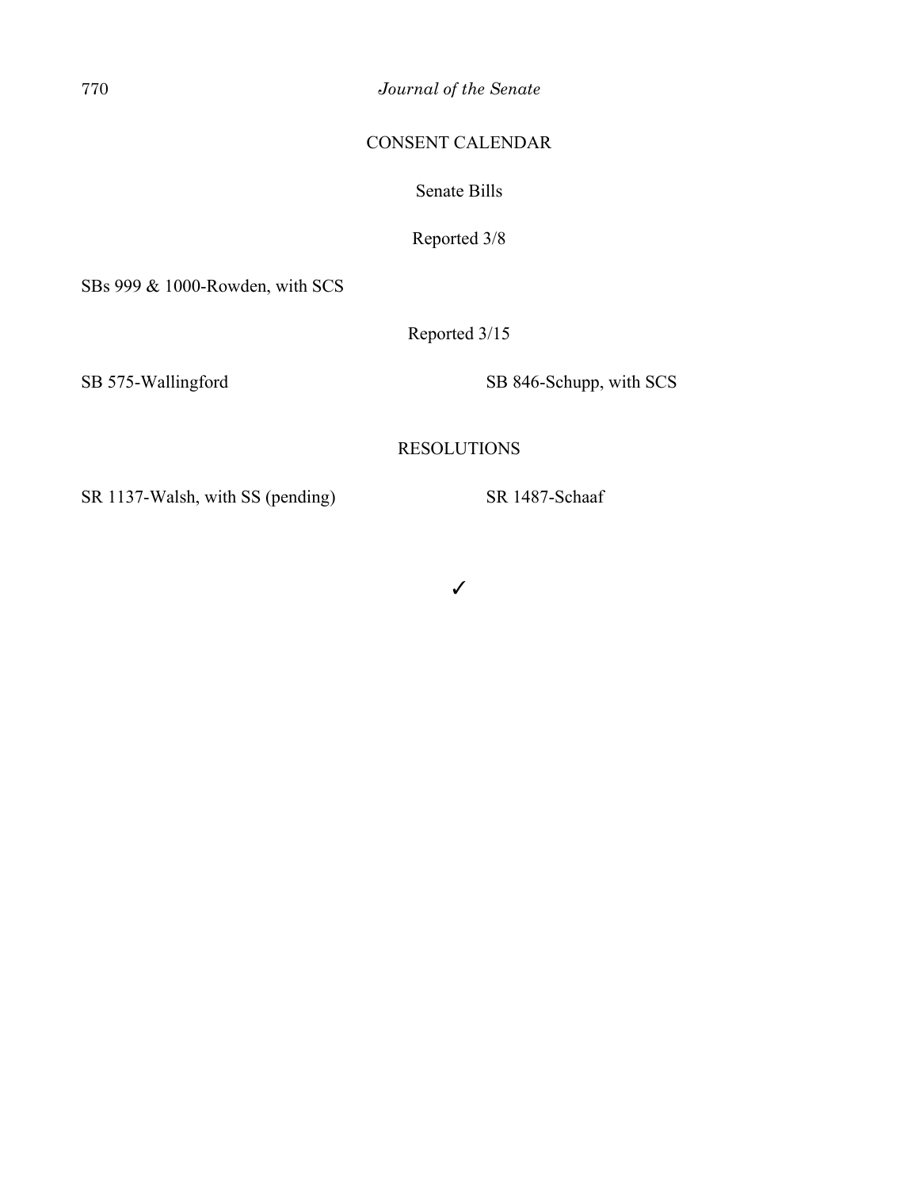## CONSENT CALENDAR

### Senate Bills

Reported 3/8

SBs 999 & 1000-Rowden, with SCS

Reported 3/15

SB 575-Wallingford

SB 846-Schupp, with SCS

## RESOLUTIONS

SR 1137-Walsh, with SS (pending)

SR 1487-Schaaf

✓